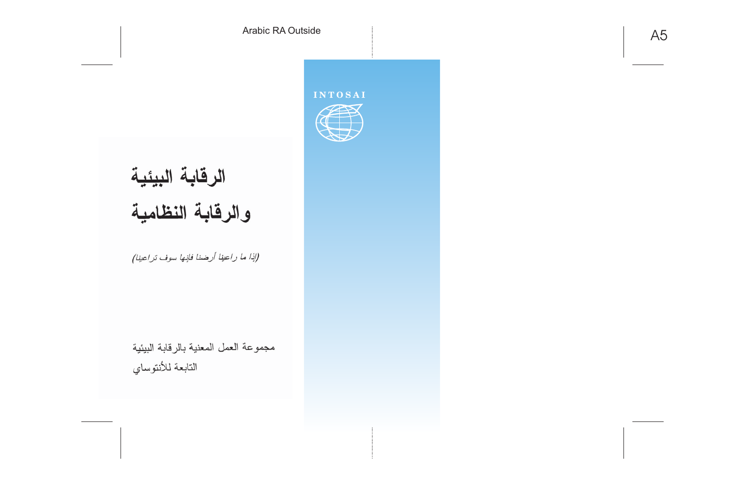INTOSAI

# الرقابة البيئية

# والرقابة النظامية

*(إذا ما راعينا أرضنا فإنها سوف تراعينا)*

مجموعة العمل المعنية بالرقابة البيئية

التابعة للأنتوساي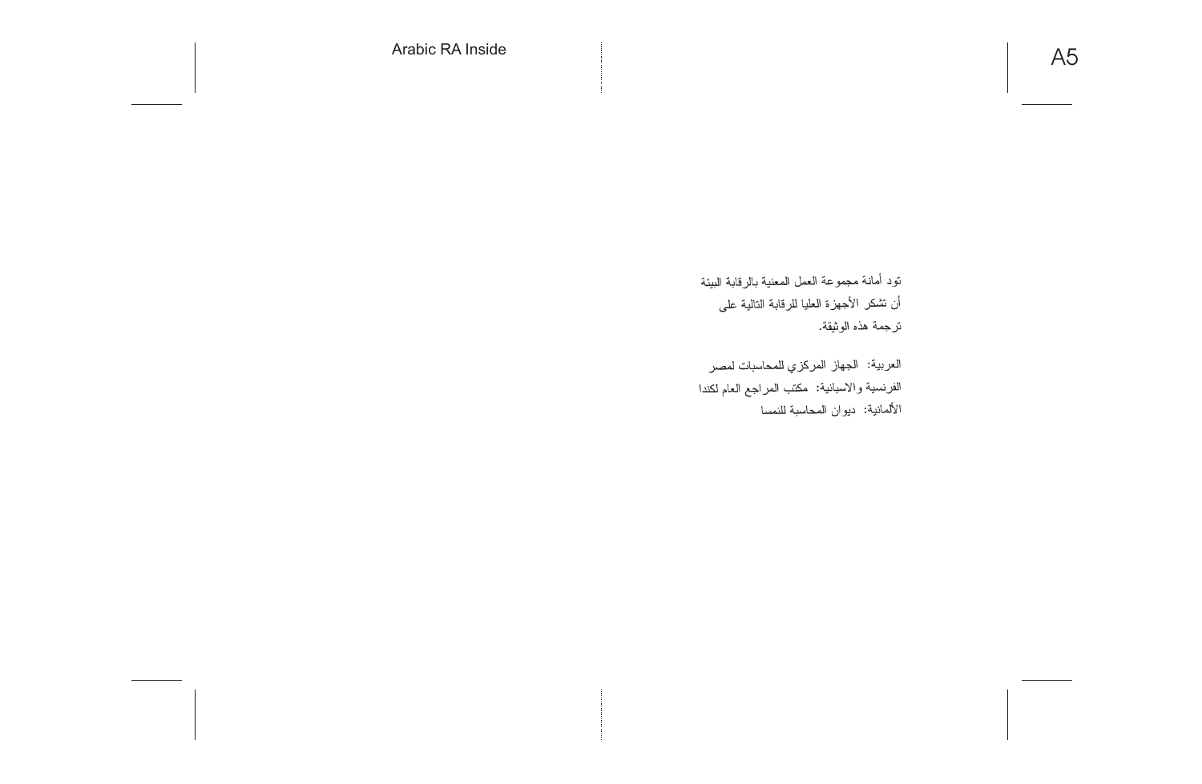تود أمانة مجموعة العمل المعنية بالرقابة البيئة أن تشكر الأجهزة العليا للرقابة التالية على ترجمة هذه الوثيقة.

العربية:  الجهاز المركزي للمحاسبات لمصر
الفرنسية والاسبانية:  مكتب المراجع العام لكندا
الألمانية:  ديوان المحاسبة للنمسا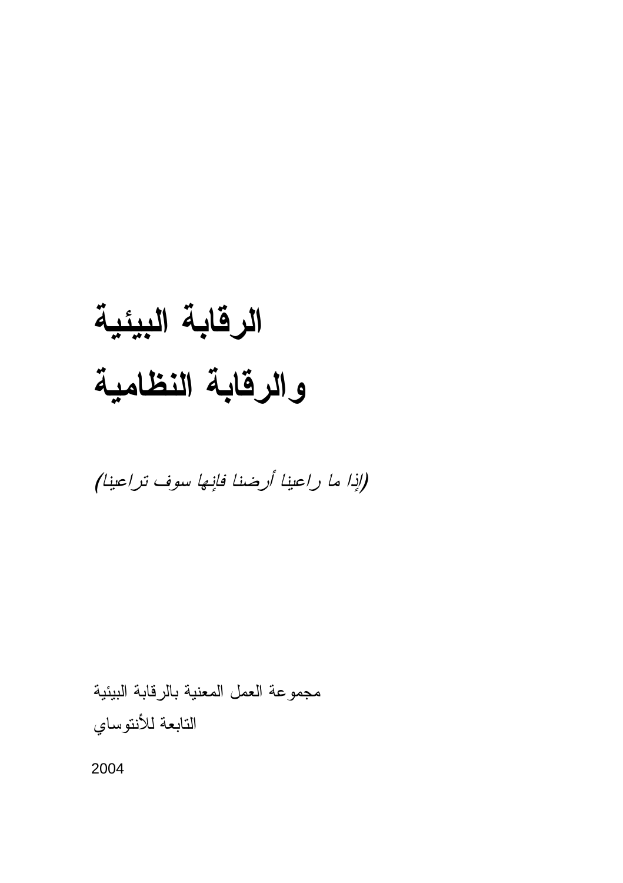# الرقابة البيئية
# والرقابة النظامية

*(إذا ما راعينا أرضنا فإنها سوف تراعينا)*

مجموعة العمل المعنية بالرقابة البيئية

التابعة للأنتوساي

2004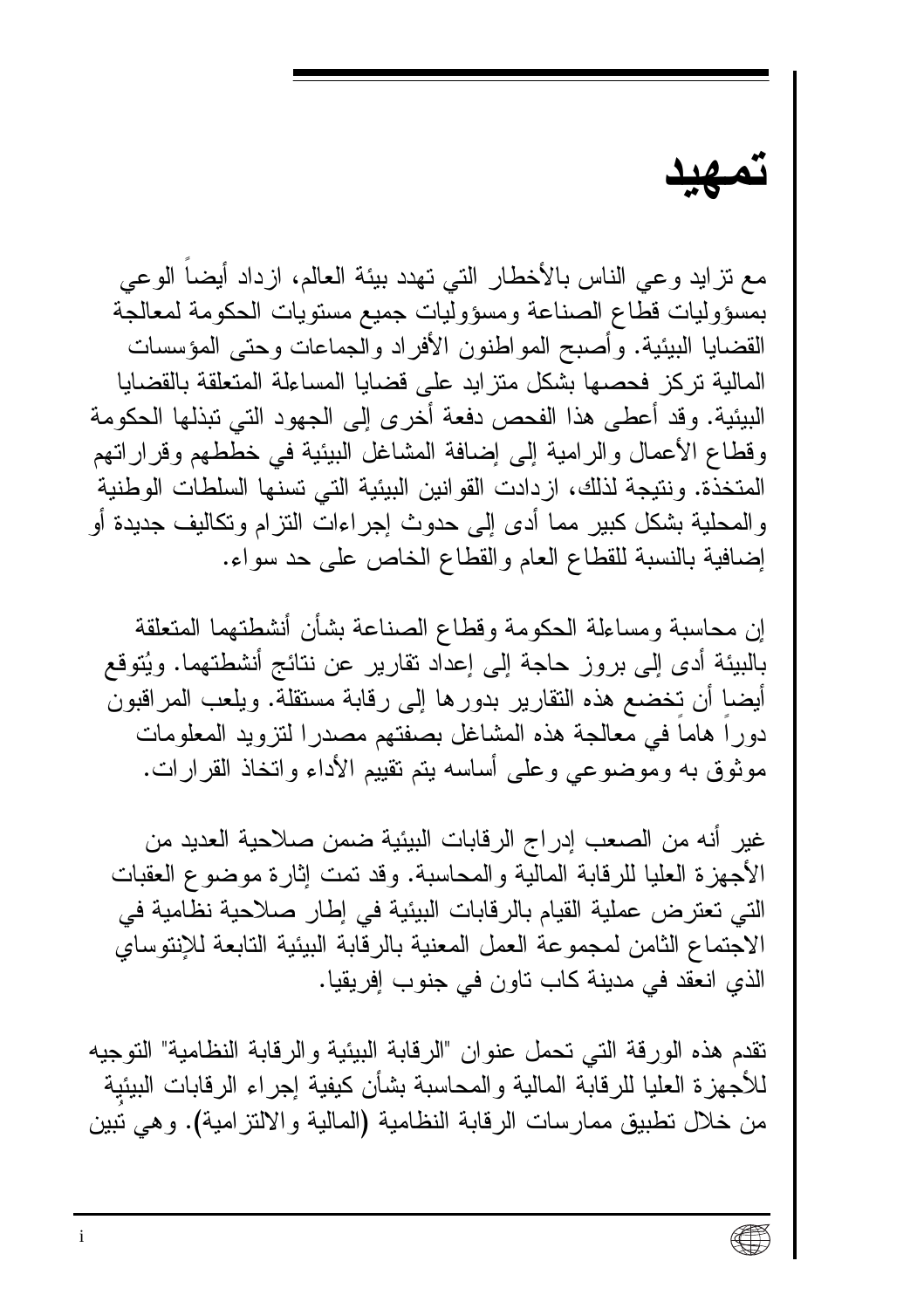# تمهيد

مع تزايد وعي الناس بالأخطار التي تهدد بيئة العالم، ازداد أيضاً الوعي بمسؤوليات قطاع الصناعة ومسؤوليات جميع مستويات الحكومة لمعالجة القضايا البيئية. وأصبح المواطنون الأفراد والجماعات وحتى المؤسسات المالية تركز فحصها بشكل متزايد على قضايا المساءلة المتعلقة بالقضايا البيئية. وقد أعطى هذا الفحص دفعة أخرى إلى الجهود التي تبذلها الحكومة وقطاع الأعمال والرامية إلى إضافة المشاغل البيئية في خططهم وقراراتهم المتخذة. ونتيجة لذلك، ازدادت القوانين البيئية التي تسنها السلطات الوطنية والمحلية بشكل كبير مما أدى إلى حدوث إجراءات التزام وتكاليف جديدة أو إضافية بالنسبة للقطاع العام والقطاع الخاص على حد سواء.

إن محاسبة ومساءلة الحكومة وقطاع الصناعة بشأن أنشطتهما المتعلقة بالبيئة أدى إلى بروز حاجة إلى إعداد تقارير عن نتائج أنشطتهما. ويُتوقع أيضا أن تخضع هذه التقارير بدورها إلى رقابة مستقلة. ويلعب المراقبون دوراً هاماً في معالجة هذه المشاغل بصفتهم مصدرا لتزويد المعلومات موثوق به وموضوعي وعلى أساسه يتم تقييم الأداء واتخاذ القرارات.

غير أنه من الصعب إدراج الرقابات البيئية ضمن صلاحية العديد من الأجهزة العليا للرقابة المالية والمحاسبة. وقد تمت إثارة موضوع العقبات التي تعترض عملية القيام بالرقابات البيئية في إطار صلاحية نظامية في الاجتماع الثامن لمجموعة العمل المعنية بالرقابة البيئية التابعة للإنتوساي الذي انعقد في مدينة كاب تاون في جنوب إفريقيا.

تقدم هذه الورقة التي تحمل عنوان "الرقابة البيئية والرقابة النظامية" التوجيه للأجهزة العليا للرقابة المالية والمحاسبة بشأن كيفية إجراء الرقابات البيئية من خلال تطبيق ممارسات الرقابة النظامية (المالية والالتزامية). وهي تُبين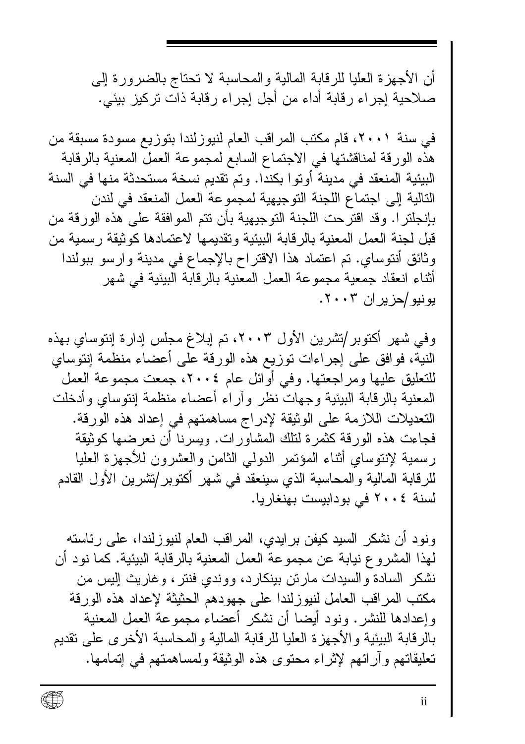أن الأجهزة العليا للرقابة المالية والمحاسبة لا تحتاج بالضرورة إلى صلاحية إجراء رقابة أداء من أجل إجراء رقابة ذات تركيز بيئي.

في سنة ٢٠٠١، قام مكتب المراقب العام لنيوزلندا بتوزيع مسودة مسبقة من هذه الورقة لمناقشتها في الاجتماع السابع لمجموعة العمل المعنية بالرقابة البيئية المنعقد في مدينة أوتوا بكندا. وتم تقديم نسخة مستحدثة منها في السنة التالية إلى اجتماع اللجنة التوجيهية لمجموعة العمل المنعقد في لندن بإنجلترا. وقد اقترحت اللجنة التوجيهية بأن تتم الموافقة على هذه الورقة من قبل لجنة العمل المعنية بالرقابة البيئية وتقديمها لاعتمادها كوثيقة رسمية من وثائق أنتوساي. تم اعتماد هذا الاقتراح بالإجماع في مدينة وارسو ببولندا أثناء انعقاد جمعية مجموعة العمل المعنية بالرقابة البيئية في شهر يونيو/حزيران ٢٠٠٣.

وفي شهر أكتوبر/تشرين الأول ٢٠٠٣، تم إبلاغ مجلس إدارة إنتوساي بهذه النية، فوافق على إجراءات توزيع هذه الورقة على أعضاء منظمة إنتوساي للتعليق عليها ومراجعتها. وفي أوائل عام ٢٠٠٤، جمعت مجموعة العمل المعنية بالرقابة البيئية وجهات نظر وآراء أعضاء منظمة إنتوساي وأدخلت التعديلات اللازمة على الوثيقة لإدراج مساهمتهم في إعداد هذه الورقة. فجاءت هذه الورقة كثمرة لتلك المشاورات. ويسرنا أن نعرضها كوثيقة رسمية لإنتوساي أثناء المؤتمر الدولي الثامن والعشرون للأجهزة العليا للرقابة المالية والمحاسبة الذي سينعقد في شهر أكتوبر/تشرين الأول القادم لسنة ٢٠٠٤ في بودابيست بهنغاريا.

ونود أن نشكر السيد كيفن برايدي، المراقب العام لنيوزلندا، على رئاسته لهذا المشروع نيابة عن مجموعة العمل المعنية بالرقابة البيئية. كما نود أن نشكر السادة والسيدات مارتن بينكارد، ووندي فنتر، وغاريث إليس من مكتب المراقب العامل لنيوزلندا على جهودهم الحثيثة لإعداد هذه الورقة وإعدادها للنشر. ونود أيضا أن نشكر أعضاء مجموعة العمل المعنية بالرقابة البيئية والأجهزة العليا للرقابة المالية والمحاسبة الأخرى على تقديم تعليقاتهم وآرائهم لإثراء محتوى هذه الوثيقة ولمساهمتهم في إتمامها.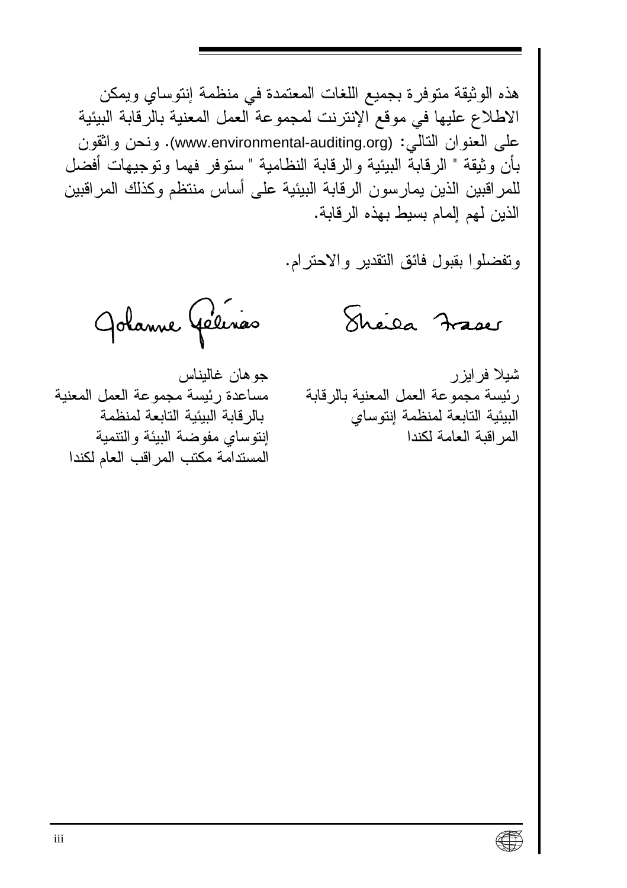هذه الوثيقة متوفرة بجميع اللغات المعتمدة في منظمة إنتوساي ويمكن الاطلاع عليها في موقع الإنترنت لمجموعة العمل المعنية بالرقابة البيئية على العنوان التالي: (www.environmental-auditing.org). ونحن واثقون بأن وثيقة " الرقابة البيئية والرقابة النظامية " ستوفر فهما وتوجيهات أفضل للمراقبين الذين يمارسون الرقابة البيئية على أساس منتظم وكذلك المراقبين الذين لهم إلمام بسيط بهذه الرقابة.

وتفضلوا بقبول فائق التقدير والاحترام.

Sheila Fraser

شيلا فرايزر
رئيسة مجموعة العمل المعنية بالرقابة البيئية التابعة لمنظمة إنتوساي
المراقبة العامة لكندا

Johanne Gélinas

جوهان غاليناس
مساعدة رئيسة مجموعة العمل المعنية بالرقابة البيئية التابعة لمنظمة إنتوساي مفوضة البيئة والتنمية المستدامة مكتب المراقب العام لكندا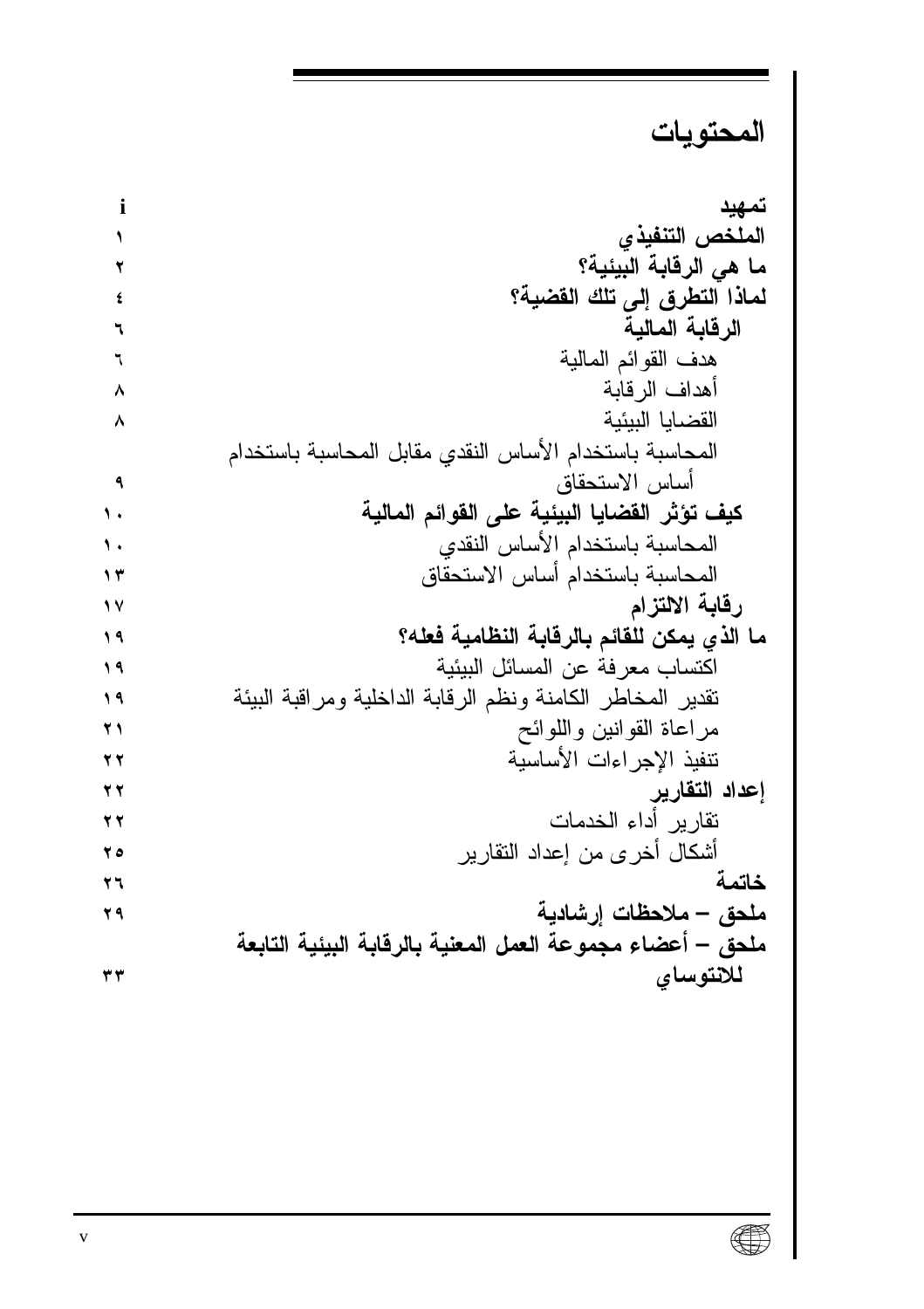# المحتويات

| | |
|---|---|
| **تمهيد** | i |
| **الملخص التنفيذي** | ١ |
| **ما هي الرقابة البيئية؟** | ٢ |
| **لماذا التطرق إلى تلك القضية؟** | ٤ |
| **الرقابة المالية** | ٦ |
| هدف القوائم المالية | ٦ |
| أهداف الرقابة | ٨ |
| القضايا البيئية | ٨ |
| المحاسبة باستخدام الأساس النقدي مقابل المحاسبة باستخدام أساس الاستحقاق | ٩ |
| **كيف تؤثر القضايا البيئية على القوائم المالية** | ١٠ |
| المحاسبة باستخدام الأساس النقدي | ١٠ |
| المحاسبة باستخدام أساس الاستحقاق | ١٣ |
| **رقابة الالتزام** | ١٧ |
| **ما الذي يمكن للقائم بالرقابة النظامية فعله؟** | ١٩ |
| اكتساب معرفة عن المسائل البيئية | ١٩ |
| تقدير المخاطر الكامنة ونظم الرقابة الداخلية ومراقبة البيئة | ١٩ |
| مراعاة القوانين واللوائح | ٢١ |
| تنفيذ الإجراءات الأساسية | ٢٢ |
| **إعداد التقارير** | ٢٢ |
| تقارير أداء الخدمات | ٢٢ |
| أشكال أخرى من إعداد التقارير | ٢٥ |
| **خاتمة** | ٢٦ |
| **ملحق – ملاحظات إرشادية** | ٢٩ |
| **ملحق – أعضاء مجموعة العمل المعنية بالرقابة البيئية التابعة للانتوساي** | ٣٣ |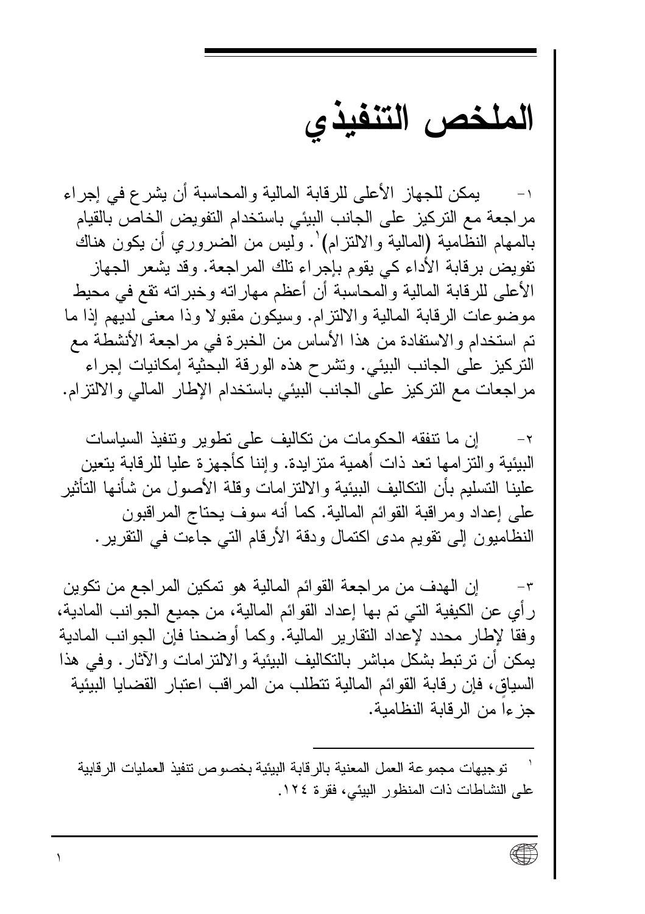# الملخص التنفيذي

١- يمكن للجهاز الأعلى للرقابة المالية والمحاسبة أن يشرع في إجراء مراجعة مع التركيز على الجانب البيئي باستخدام التفويض الخاص بالقيام بالمهام النظامية (المالية والالتزام)[١]. وليس من الضروري أن يكون هناك تفويض برقابة الأداء كي يقوم بإجراء تلك المراجعة. وقد يشعر الجهاز الأعلى للرقابة المالية والمحاسبة أن أعظم مهاراته وخبراته تقع في محيط موضوعات الرقابة المالية والالتزام. وسيكون مقبولا وذا معنى لديهم إذا ما تم استخدام والاستفادة من هذا الأساس من الخبرة في مراجعة الأنشطة مع التركيز على الجانب البيئي. وتشرح هذه الورقة البحثية إمكانيات إجراء مراجعات مع التركيز على الجانب البيئي باستخدام الإطار المالي والالتزام.

٢- إن ما تنفقه الحكومات من تكاليف على تطوير وتنفيذ السياسات البيئية والتزامها تعد ذات أهمية متزايدة. وإننا كأجهزة عليا للرقابة يتعين علينا التسليم بأن التكاليف البيئية والالتزامات وقلة الأصول من شأنها التأثير على إعداد ومراقبة القوائم المالية. كما أنه سوف يحتاج المراقبون النظاميون إلى تقويم مدى اكتمال ودقة الأرقام التي جاءت في التقرير.

٣- إن الهدف من مراجعة القوائم المالية هو تمكين المراجع من تكوين رأي عن الكيفية التي تم بها إعداد القوائم المالية، من جميع الجوانب المادية، وفقا لإطار محدد لإعداد التقارير المالية. وكما أوضحنا فإن الجوانب المادية يمكن أن ترتبط بشكل مباشر بالتكاليف البيئية والالتزامات والآثار. وفي هذا السياق، فإن رقابة القوائم المالية تتطلب من المراقب اعتبار القضايا البيئية جزءاً من الرقابة النظامية.

---

[١] توجيهات مجموعة العمل المعنية بالرقابة البيئية بخصوص تنفيذ العمليات الرقابية على النشاطات ذات المنظور البيئي، فقرة ١٢٤.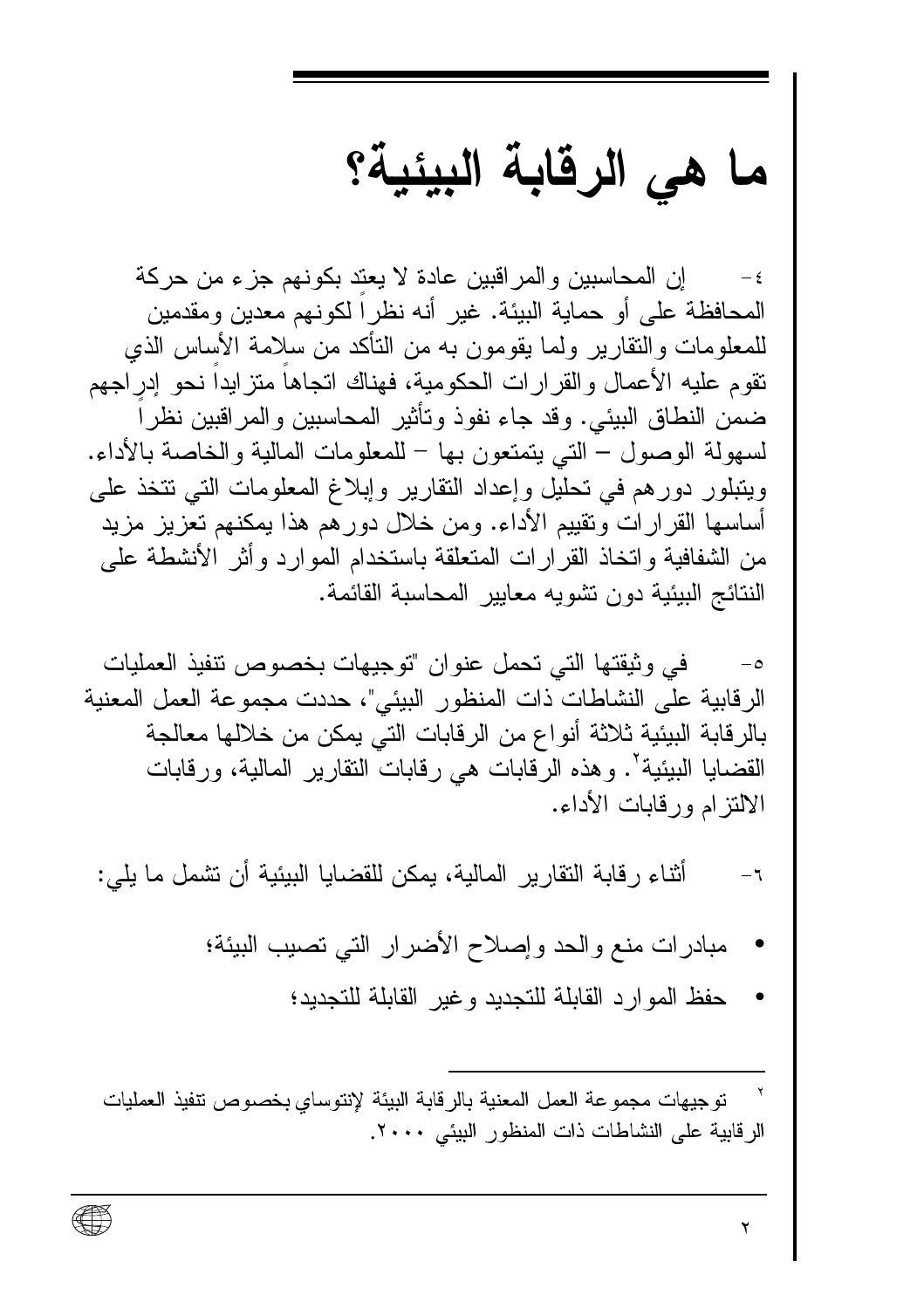# ما هي الرقابة البيئية؟

٤- إن المحاسبين والمراقبين عادة لا يعتد بكونهم جزء من حركة المحافظة على أو حماية البيئة. غير أنه نظراً لكونهم معدين ومقدمين للمعلومات والتقارير ولما يقومون به من التأكد من سلامة الأساس الذي تقوم عليه الأعمال والقرارات الحكومية، فهناك اتجاهاً متزايداً نحو إدراجهم ضمن النطاق البيئي. وقد جاء نفوذ وتأثير المحاسبين والمراقبين نظراً لسهولة الوصول – التي يتمتعون بها – للمعلومات المالية والخاصة بالأداء. ويتبلور دورهم في تحليل وإعداد التقارير وإبلاغ المعلومات التي تتخذ على أساسها القرارات وتقييم الأداء. ومن خلال دورهم هذا يمكنهم تعزيز مزيد من الشفافية واتخاذ القرارات المتعلقة باستخدام الموارد وأثر الأنشطة على النتائج البيئية دون تشويه معايير المحاسبة القائمة.

٥- في وثيقتها التي تحمل عنوان "توجيهات بخصوص تنفيذ العمليات الرقابية على النشاطات ذات المنظور البيئي"، حددت مجموعة العمل المعنية بالرقابة البيئية ثلاثة أنواع من الرقابات التي يمكن من خلالها معالجة القضايا البيئية[٢]. وهذه الرقابات هي رقابات التقارير المالية، ورقابات الالتزام ورقابات الأداء.

٦- أثناء رقابة التقارير المالية، يمكن للقضايا البيئية أن تشمل ما يلي:

- مبادرات منع والحد وإصلاح الأضرار التي تصيب البيئة؛
- حفظ الموارد القابلة للتجديد وغير القابلة للتجديد؛

---

[٢] توجيهات مجموعة العمل المعنية بالرقابة البيئة لإنتوساي بخصوص تنفيذ العمليات الرقابية على النشاطات ذات المنظور البيئي ٢٠٠٠.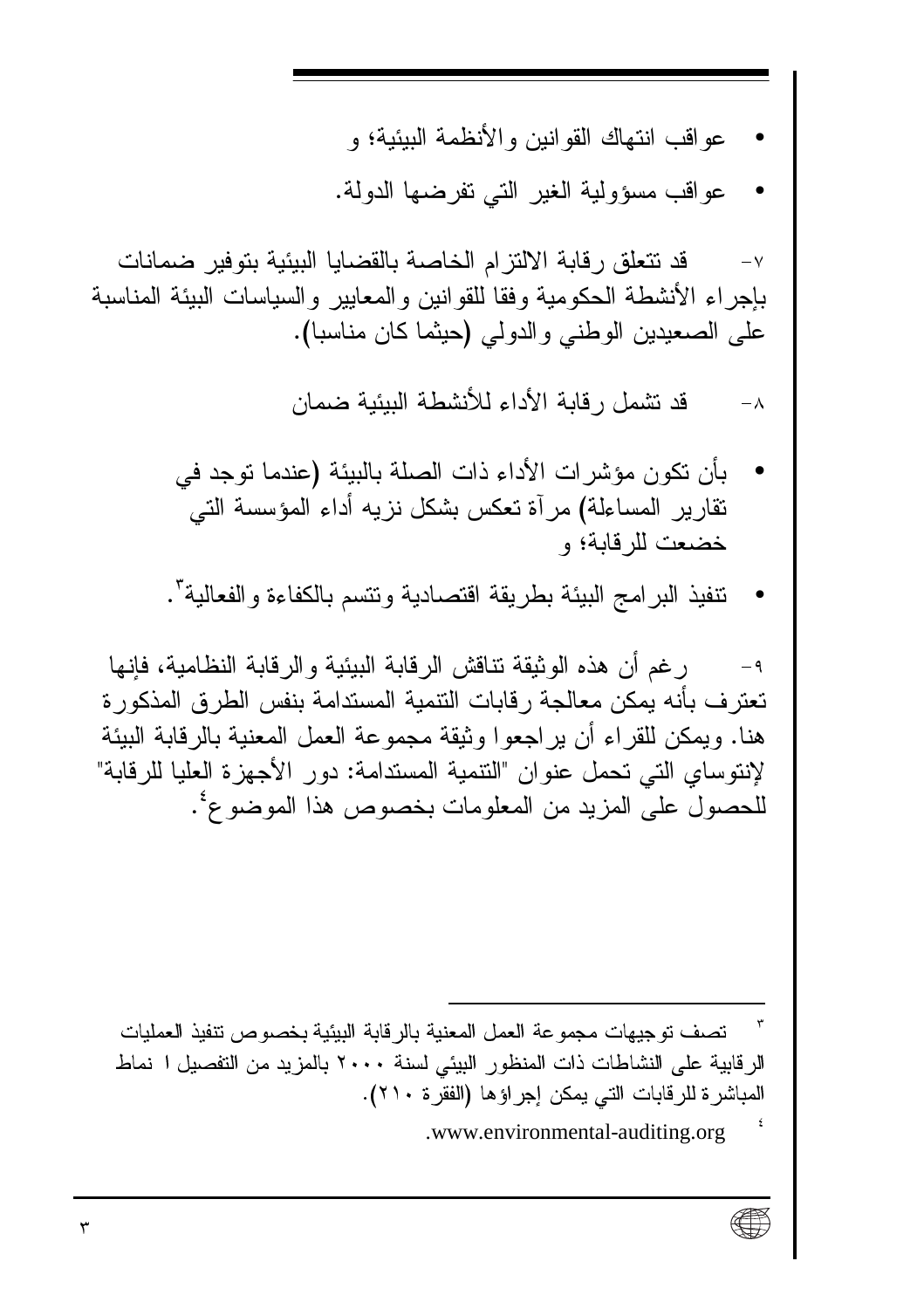- عواقب انتهاك القوانين والأنظمة البيئية؛ و
- عواقب مسؤولية الغير التي تفرضها الدولة.

٧- قد تتعلق رقابة الالتزام الخاصة بالقضايا البيئية بتوفير ضمانات بإجراء الأنشطة الحكومية وفقا للقوانين والمعايير والسياسات البيئة المناسبة على الصعيدين الوطني والدولي (حيثما كان مناسبا).

٨- قد تشمل رقابة الأداء للأنشطة البيئية ضمان

- بأن تكون مؤشرات الأداء ذات الصلة بالبيئة (عندما توجد في تقارير المساءلة) مرآة تعكس بشكل نزيه أداء المؤسسة التي خضعت للرقابة؛ و
- تنفيذ البرامج البيئة بطريقة اقتصادية وتتسم بالكفاءة والفعالية[٣].

٩- رغم أن هذه الوثيقة تناقش الرقابة البيئية والرقابة النظامية، فإنها تعترف بأنه يمكن معالجة رقابات التنمية المستدامة بنفس الطرق المذكورة هنا. ويمكن للقراء أن يراجعوا وثيقة مجموعة العمل المعنية بالرقابة البيئة لإنتوساي التي تحمل عنوان "التنمية المستدامة: دور الأجهزة العليا للرقابة" للحصول على المزيد من المعلومات بخصوص هذا الموضوع[٤].

---

[٣] تصف توجيهات مجموعة العمل المعنية بالرقابة البيئية بخصوص تنفيذ العمليات الرقابية على النشاطات ذات المنظور البيئي لسنة ٢٠٠٠ بالمزيد من التفصيل ا نماط المباشرة للرقابات التي يمكن إجراؤها (الفقرة ٢١٠).

[٤] .www.environmental-auditing.org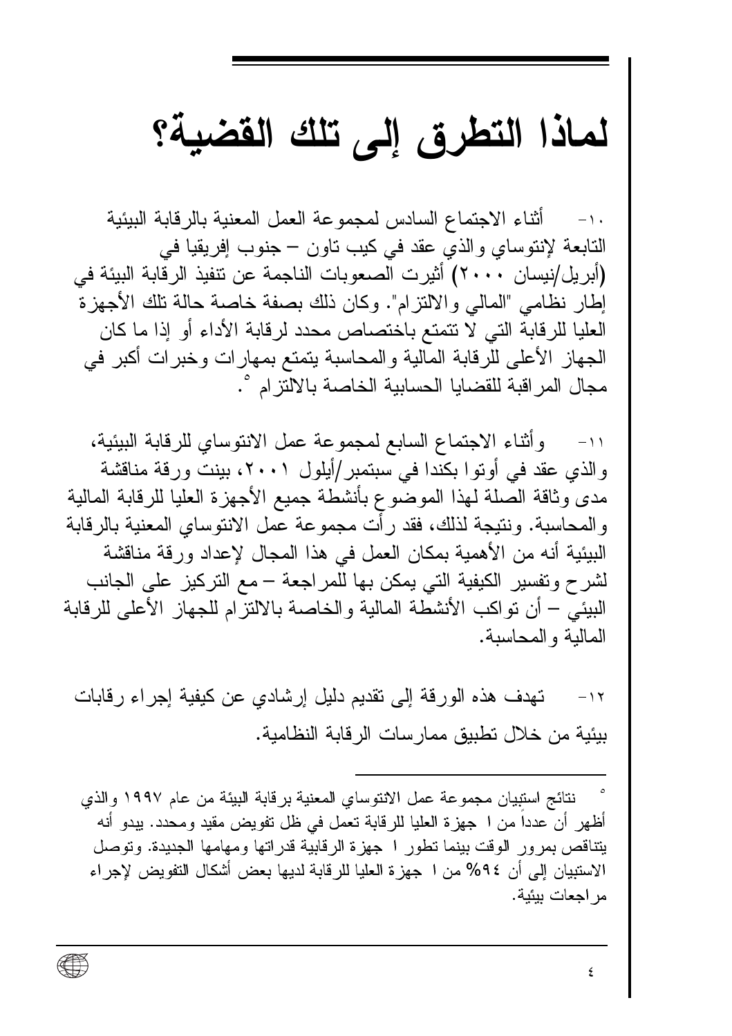# لماذا التطرق إلى تلك القضية؟

١٠- أثناء الاجتماع السادس لمجموعة العمل المعنية بالرقابة البيئية التابعة لإنتوساي والذي عقد في كيب تاون – جنوب إفريقيا في (أبريل/نيسان ٢٠٠٠) أثيرت الصعوبات الناجمة عن تنفيذ الرقابة البيئة في إطار نظامي "المالي والالتزام". وكان ذلك بصفة خاصة حالة تلك الأجهزة العليا للرقابة التي لا تتمتع باختصاص محدد لرقابة الأداء أو إذا ما كان الجهاز الأعلى للرقابة المالية والمحاسبة يتمتع بمهارات وخبرات أكبر في مجال المراقبة للقضايا الحسابية الخاصة بالالتزام [٥].

١١- وأثناء الاجتماع السابع لمجموعة عمل الانتوساي للرقابة البيئية، والذي عقد في أوتوا بكندا في سبتمبر/أيلول ٢٠٠١، بينت ورقة مناقشة مدى وثاقة الصلة لهذا الموضوع بأنشطة جميع الأجهزة العليا للرقابة المالية والمحاسبة. ونتيجة لذلك، فقد رأت مجموعة عمل الانتوساي المعنية بالرقابة البيئية أنه من الأهمية بمكان العمل في هذا المجال لإعداد ورقة مناقشة لشرح وتفسير الكيفية التي يمكن بها للمراجعة – مع التركيز على الجانب البيئي – أن تواكب الأنشطة المالية والخاصة بالالتزام للجهاز الأعلى للرقابة المالية والمحاسبة.

١٢- تهدف هذه الورقة إلى تقديم دليل إرشادي عن كيفية إجراء رقابات بيئية من خلال تطبيق ممارسات الرقابة النظامية.

---

[٥] نتائج استبيان مجموعة عمل الانتوساي المعنية برقابة البيئة من عام ١٩٩٧ والذي أظهر أن عدداً من ا جهزة العليا للرقابة تعمل في ظل تفويض مقيد ومحدد. يبدو أنه يتناقص بمرور الوقت بينما تطور ا جهزة الرقابية قدراتها ومهامها الجديدة. وتوصل الاستبيان إلى أن ٩٤% من ا جهزة العليا للرقابة لديها بعض أشكال التفويض لإجراء مراجعات بيئية.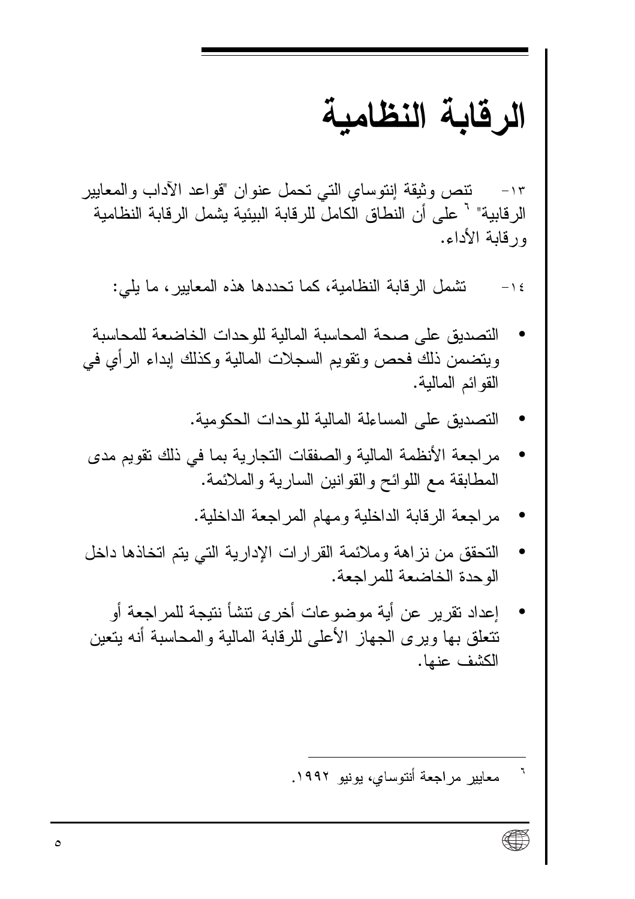# الرقابة النظامية

١٣- تنص وثيقة إنتوساي التي تحمل عنوان "قواعد الآداب والمعايير الرقابية" [٦] على أن النطاق الكامل للرقابة البيئية يشمل الرقابة النظامية ورقابة الأداء.

١٤- تشمل الرقابة النظامية، كما تحددها هذه المعايير، ما يلي:

- التصديق على صحة المحاسبة المالية للوحدات الخاضعة للمحاسبة ويتضمن ذلك فحص وتقويم السجلات المالية وكذلك إبداء الرأي في القوائم المالية.
- التصديق على المساءلة المالية للوحدات الحكومية.
- مراجعة الأنظمة المالية والصفقات التجارية بما في ذلك تقويم مدى المطابقة مع اللوائح والقوانين السارية والملائمة.
- مراجعة الرقابة الداخلية ومهام المراجعة الداخلية.
- التحقق من نزاهة وملائمة القرارات الإدارية التي يتم اتخاذها داخل الوحدة الخاضعة للمراجعة.
- إعداد تقرير عن أية موضوعات أخرى تنشأ نتيجة للمراجعة أو تتعلق بها ويرى الجهاز الأعلى للرقابة المالية والمحاسبة أنه يتعين الكشف عنها.

---

[٦] معايير مراجعة أنتوساي، يونيو ١٩٩٢.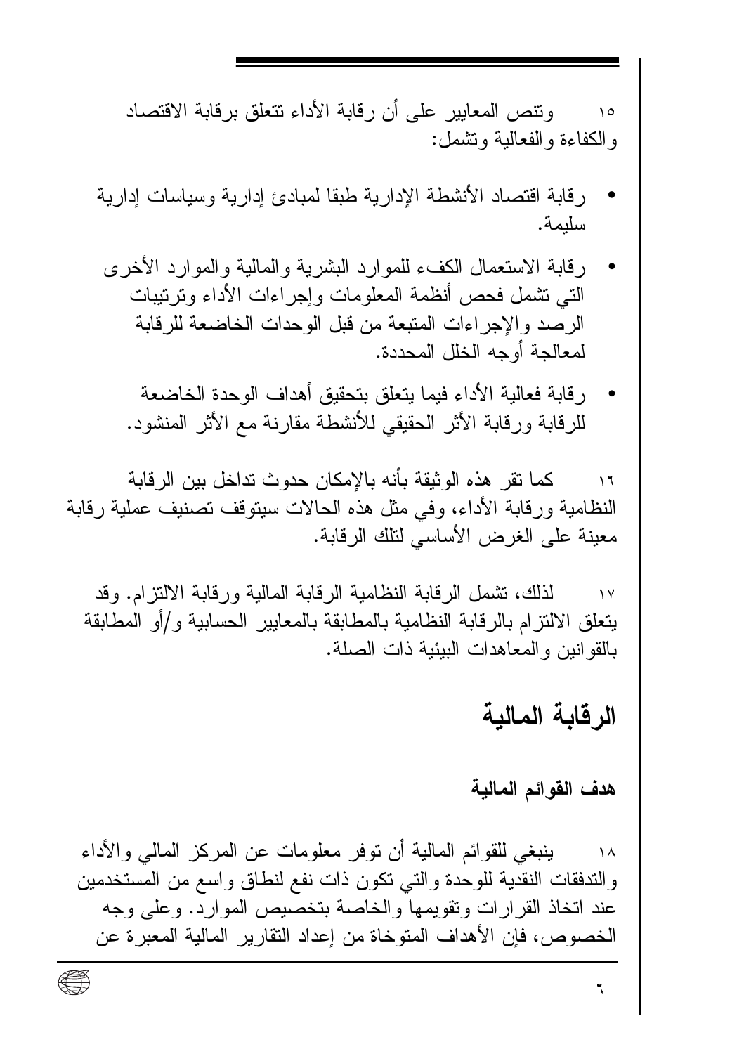١٥- وتنص المعايير على أن رقابة الأداء تتعلق برقابة الاقتصاد والكفاءة والفعالية وتشمل:

- رقابة اقتصاد الأنشطة الإدارية طبقا لمبادئ إدارية وسياسات إدارية سليمة.
- رقابة الاستعمال الكفء للموارد البشرية والمالية والموارد الأخرى التي تشمل فحص أنظمة المعلومات وإجراءات الأداء وترتيبات الرصد والإجراءات المتبعة من قبل الوحدات الخاضعة للرقابة لمعالجة أوجه الخلل المحددة.
- رقابة فعالية الأداء فيما يتعلق بتحقيق أهداف الوحدة الخاضعة للرقابة ورقابة الأثر الحقيقي للأنشطة مقارنة مع الأثر المنشود.

١٦- كما تقر هذه الوثيقة بأنه بالإمكان حدوث تداخل بين الرقابة النظامية ورقابة الأداء، وفي مثل هذه الحالات سيتوقف تصنيف عملية رقابة معينة على الغرض الأساسي لتلك الرقابة.

١٧- لذلك، تشمل الرقابة النظامية الرقابة المالية ورقابة الالتزام. وقد يتعلق الالتزام بالرقابة النظامية بالمطابقة بالمعايير الحسابية و/أو المطابقة بالقوانين والمعاهدات البيئية ذات الصلة.

## الرقابة المالية

### هدف القوائم المالية

١٨- ينبغي للقوائم المالية أن توفر معلومات عن المركز المالي والأداء والتدفقات النقدية للوحدة والتي تكون ذات نفع لنطاق واسع من المستخدمين عند اتخاذ القرارات وتقويمها والخاصة بتخصيص الموارد. وعلى وجه الخصوص، فإن الأهداف المتوخاة من إعداد التقارير المالية المعبرة عن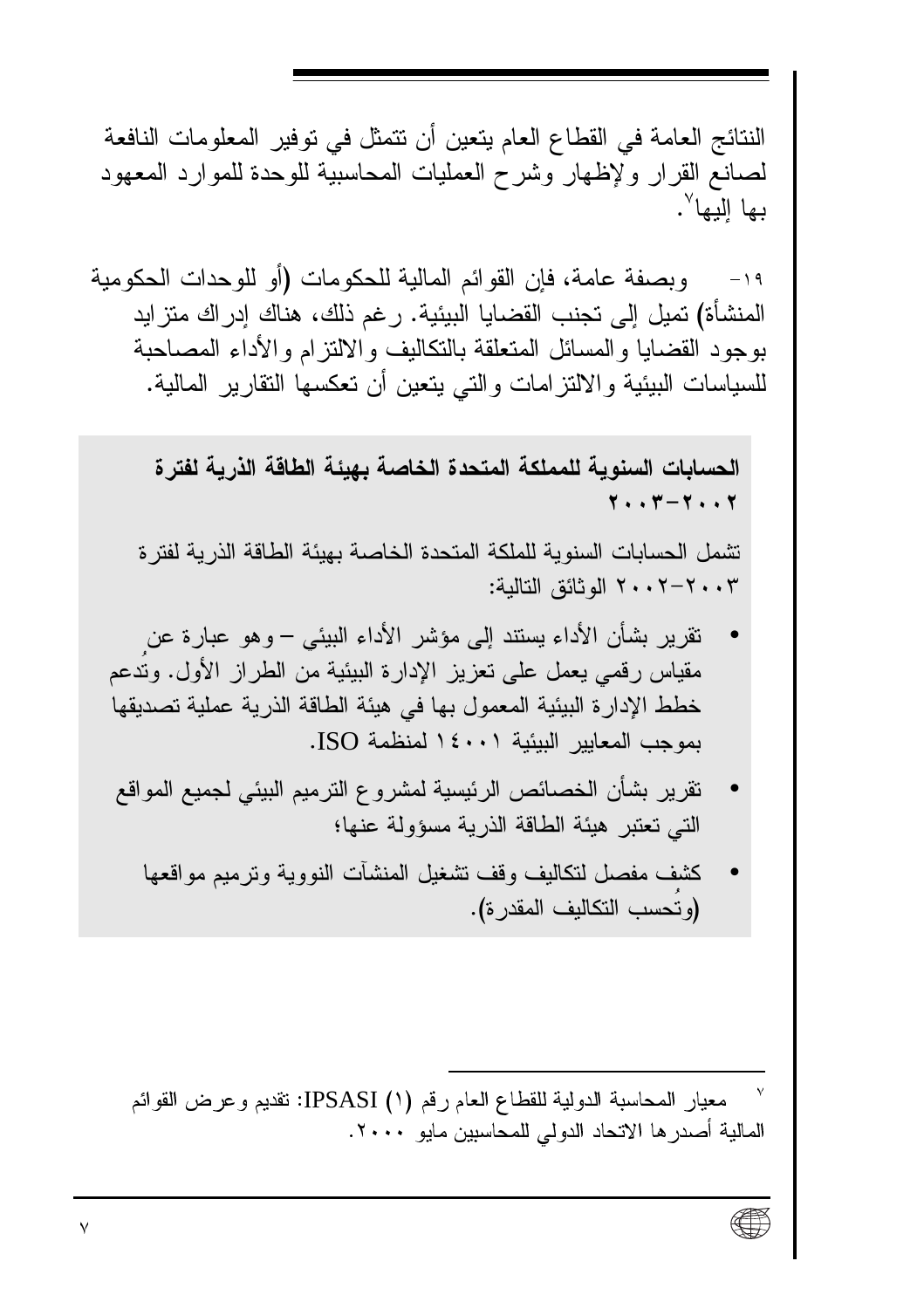النتائج العامة في القطاع العام يتعين أن تتمثل في توفير المعلومات النافعة لصانع القرار ولإظهار وشرح العمليات المحاسبية للوحدة للموارد المعهود بها إليها[٧].

١٩- وبصفة عامة، فإن القوائم المالية للحكومات (أو للوحدات الحكومية المنشأة) تميل إلى تجنب القضايا البيئية. رغم ذلك، هناك إدراك متزايد بوجود القضايا والمسائل المتعلقة بالتكاليف والالتزام والأداء المصاحبة للسياسات البيئية والالتزامات والتي يتعين أن تعكسها التقارير المالية.

**الحسابات السنوية للمملكة المتحدة الخاصة بهيئة الطاقة الذرية لفترة ٢٠٠٢-٢٠٠٣**

تشمل الحسابات السنوية للملكة المتحدة الخاصة بهيئة الطاقة الذرية لفترة ٢٠٠٣-٢٠٠٢ الوثائق التالية:

- تقرير بشأن الأداء يستند إلى مؤشر الأداء البيئي – وهو عبارة عن مقياس رقمي يعمل على تعزيز الإدارة البيئية من الطراز الأول. وتُدعم خطط الإدارة البيئية المعمول بها في هيئة الطاقة الذرية عملية تصديقها بموجب المعايير البيئية ١٤٠٠١ لمنظمة ISO.
- تقرير بشأن الخصائص الرئيسية لمشروع الترميم البيئي لجميع المواقع التي تعتبر هيئة الطاقة الذرية مسؤولة عنها؛
- كشف مفصل لتكاليف وقف تشغيل المنشآت النووية وترميم مواقعها (وتُحسب التكاليف المقدرة).

---

[٧] معيار المحاسبة الدولية للقطاع العام رقم (١) IPSASI: تقديم وعرض القوائم المالية أصدرها الاتحاد الدولي للمحاسبين مايو ٢٠٠٠.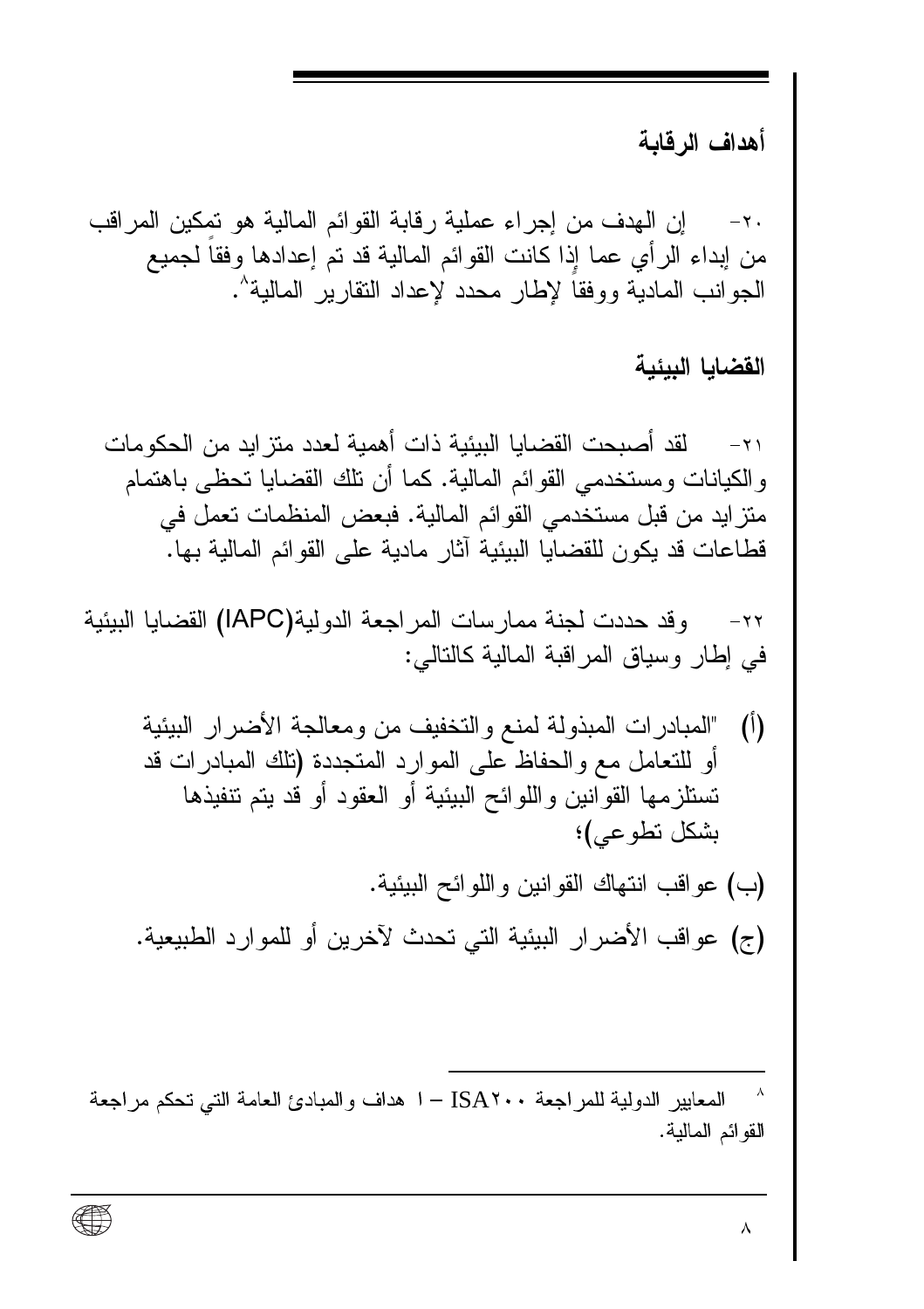## أهداف الرقابة

٢٠- إن الهدف من إجراء عملية رقابة القوائم المالية هو تمكين المراقب من إبداء الرأي عما إذا كانت القوائم المالية قد تم إعدادها وفقاً لجميع الجوانب المادية ووفقاً لإطار محدد لإعداد التقارير المالية[٨].

## القضايا البيئية

٢١- لقد أصبحت القضايا البيئية ذات أهمية لعدد متزايد من الحكومات والكيانات ومستخدمي القوائم المالية. كما أن تلك القضايا تحظى باهتمام متزايد من قبل مستخدمي القوائم المالية. فبعض المنظمات تعمل في قطاعات قد يكون للقضايا البيئية آثار مادية على القوائم المالية بها.

٢٢- وقد حددت لجنة ممارسات المراجعة الدولية(IAPC) القضايا البيئية في إطار وسياق المراقبة المالية كالتالي:

(أ) "المبادرات المبذولة لمنع والتخفيف من ومعالجة الأضرار البيئية أو للتعامل مع والحفاظ على الموارد المتجددة (تلك المبادرات قد تستلزمها القوانين واللوائح البيئية أو العقود أو قد يتم تنفيذها بشكل تطوعي)؛

(ب) عواقب انتهاك القوانين واللوائح البيئية.

(ج) عواقب الأضرار البيئية التي تحدث لآخرين أو للموارد الطبيعية.

---

[٨] المعايير الدولية للمراجعة ISA٢٠٠ – ا هداف والمبادئ العامة التي تحكم مراجعة القوائم المالية.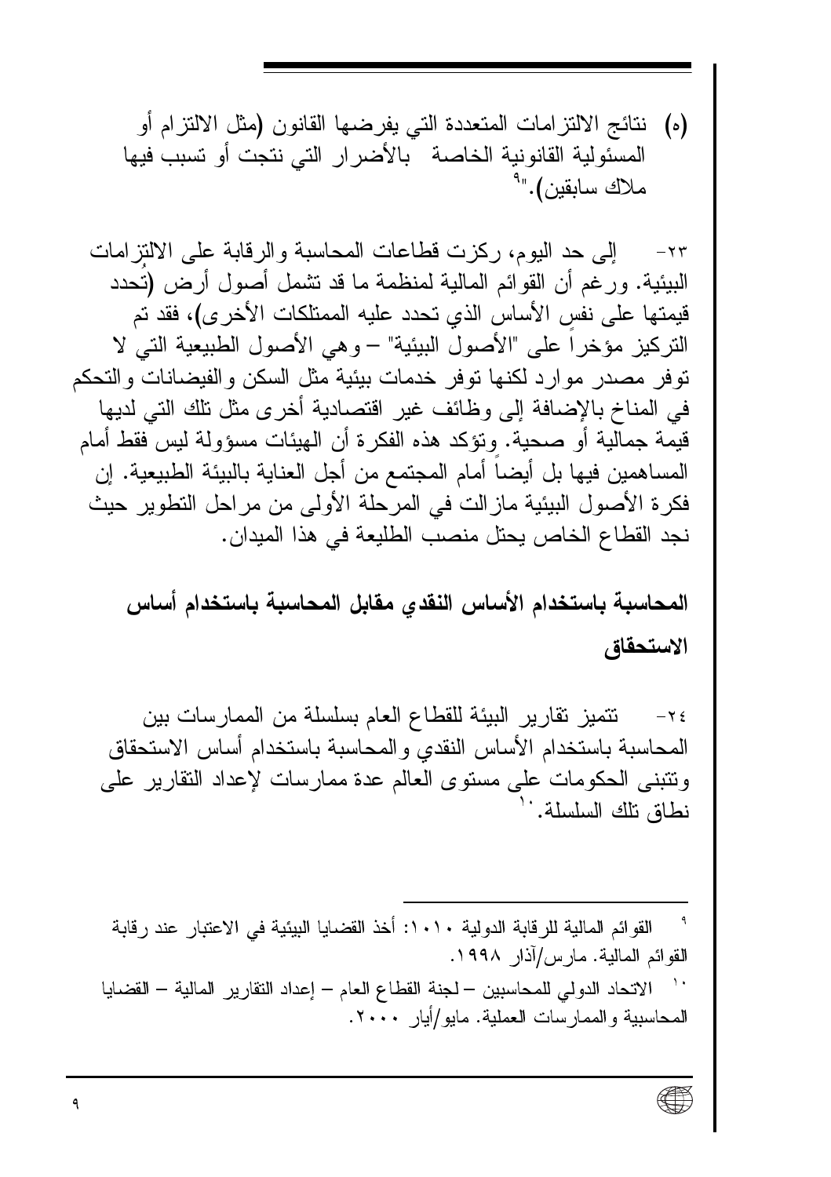(ه) نتائج الالتزامات المتعددة التي يفرضها القانون (مثل الالتزام أو المسئولية القانونية الخاصة بالأضرار التي نتجت أو تسبب فيها ملاك سابقين)."[٩]

٢٣- إلى حد اليوم، ركزت قطاعات المحاسبة والرقابة على الالتزامات البيئية. ورغم أن القوائم المالية لمنظمة ما قد تشمل أصول أرض (تُحدد قيمتها على نفس الأساس الذي تحدد عليه الممتلكات الأخرى)، فقد تم التركيز مؤخراً على "الأصول البيئية" – وهي الأصول الطبيعية التي لا توفر مصدر موارد لكنها توفر خدمات بيئية مثل السكن والفيضانات والتحكم في المناخ بالإضافة إلى وظائف غير اقتصادية أخرى مثل تلك التي لديها قيمة جمالية أو صحية. وتؤكد هذه الفكرة أن الهيئات مسؤولة ليس فقط أمام المساهمين فيها بل أيضاً أمام المجتمع من أجل العناية بالبيئة الطبيعية. إن فكرة الأصول البيئية مازالت في المرحلة الأولى من مراحل التطوير حيث نجد القطاع الخاص يحتل منصب الطليعة في هذا الميدان.

## المحاسبة باستخدام الأساس النقدي مقابل المحاسبة باستخدام أساس الاستحقاق

٢٤- تتميز تقارير البيئة للقطاع العام بسلسلة من الممارسات بين المحاسبة باستخدام الأساس النقدي والمحاسبة باستخدام أساس الاستحقاق وتتبنى الحكومات على مستوى العالم عدة ممارسات لإعداد التقارير على نطاق تلك السلسلة.[١٠]

---

[٩] القوائم المالية للرقابة الدولية ١٠١٠: أخذ القضايا البيئية في الاعتبار عند رقابة القوائم المالية. مارس/آذار ١٩٩٨.

[١٠] الاتحاد الدولي للمحاسبين – لجنة القطاع العام – إعداد التقارير المالية – القضايا المحاسبية والممارسات العملية. مايو/أيار ٢٠٠٠.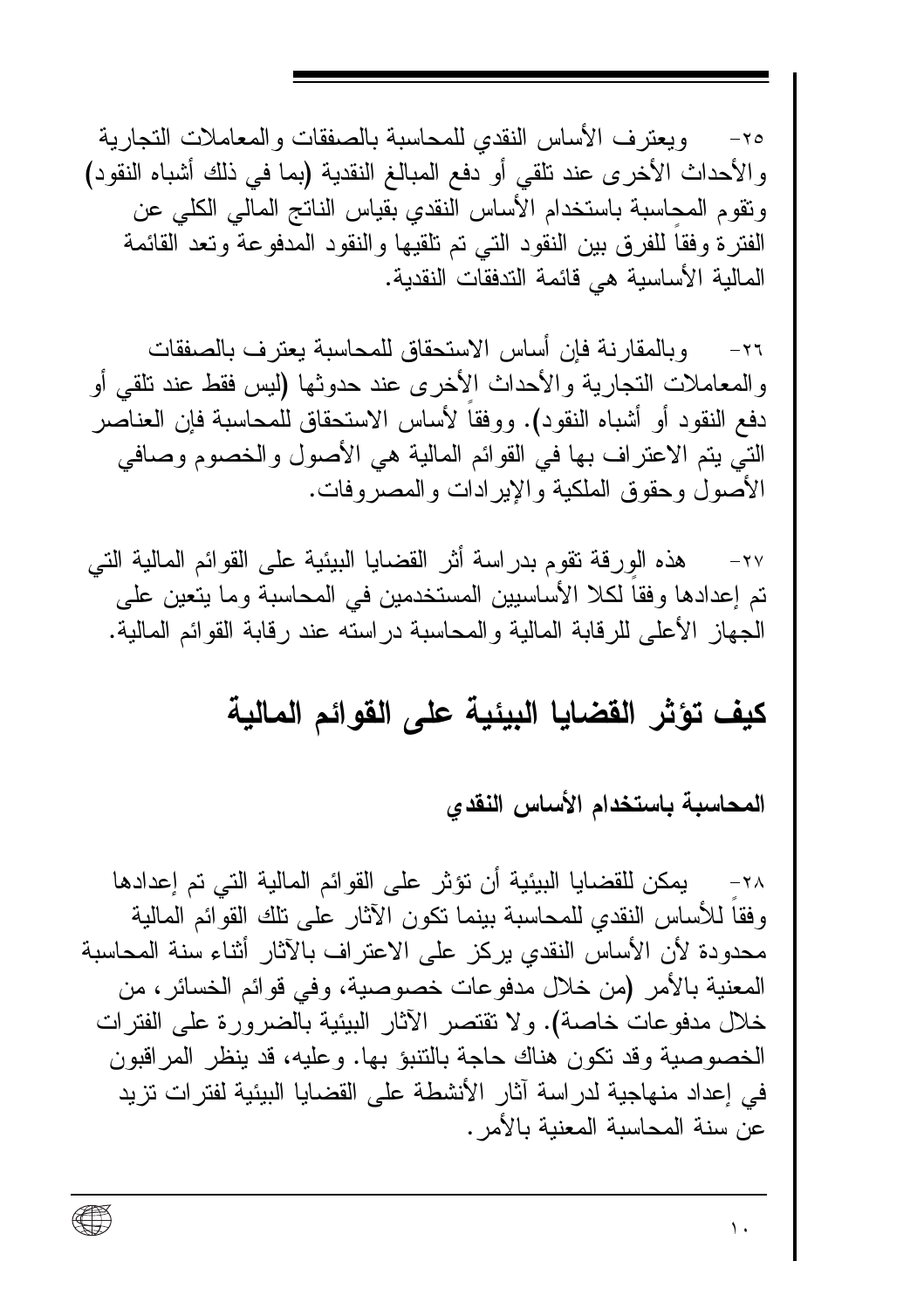٢٥- ويعترف الأساس النقدي للمحاسبة بالصفقات والمعاملات التجارية والأحداث الأخرى عند تلقي أو دفع المبالغ النقدية (بما في ذلك أشباه النقود) وتقوم المحاسبة باستخدام الأساس النقدي بقياس الناتج المالي الكلي عن الفترة وفقاً للفرق بين النقود التي تم تلقيها والنقود المدفوعة وتعد القائمة المالية الأساسية هي قائمة التدفقات النقدية.

٢٦- وبالمقارنة فإن أساس الاستحقاق للمحاسبة يعترف بالصفقات والمعاملات التجارية والأحداث الأخرى عند حدوثها (ليس فقط عند تلقي أو دفع النقود أو أشباه النقود). ووفقاً لأساس الاستحقاق للمحاسبة فإن العناصر التي يتم الاعتراف بها في القوائم المالية هي الأصول والخصوم وصافي الأصول وحقوق الملكية والإيرادات والمصروفات.

٢٧- هذه الورقة تقوم بدراسة أثر القضايا البيئية على القوائم المالية التي تم إعدادها وفقاً لكلا الأساسيين المستخدمين في المحاسبة وما يتعين على الجهاز الأعلى للرقابة المالية والمحاسبة دراسته عند رقابة القوائم المالية.

## كيف تؤثر القضايا البيئية على القوائم المالية

### المحاسبة باستخدام الأساس النقدي

٢٨- يمكن للقضايا البيئية أن تؤثر على القوائم المالية التي تم إعدادها وفقاً للأساس النقدي للمحاسبة بينما تكون الآثار على تلك القوائم المالية محدودة لأن الأساس النقدي يركز على الاعتراف بالآثار أثناء سنة المحاسبة المعنية بالأمر (من خلال مدفوعات خصوصية، وفي قوائم الخسائر، من خلال مدفوعات خاصة). ولا تقتصر الآثار البيئية بالضرورة على الفترات الخصوصية وقد تكون هناك حاجة بالتنبؤ بها. وعليه، قد ينظر المراقبون في إعداد منهاجية لدراسة آثار الأنشطة على القضايا البيئية لفترات تزيد عن سنة المحاسبة المعنية بالأمر.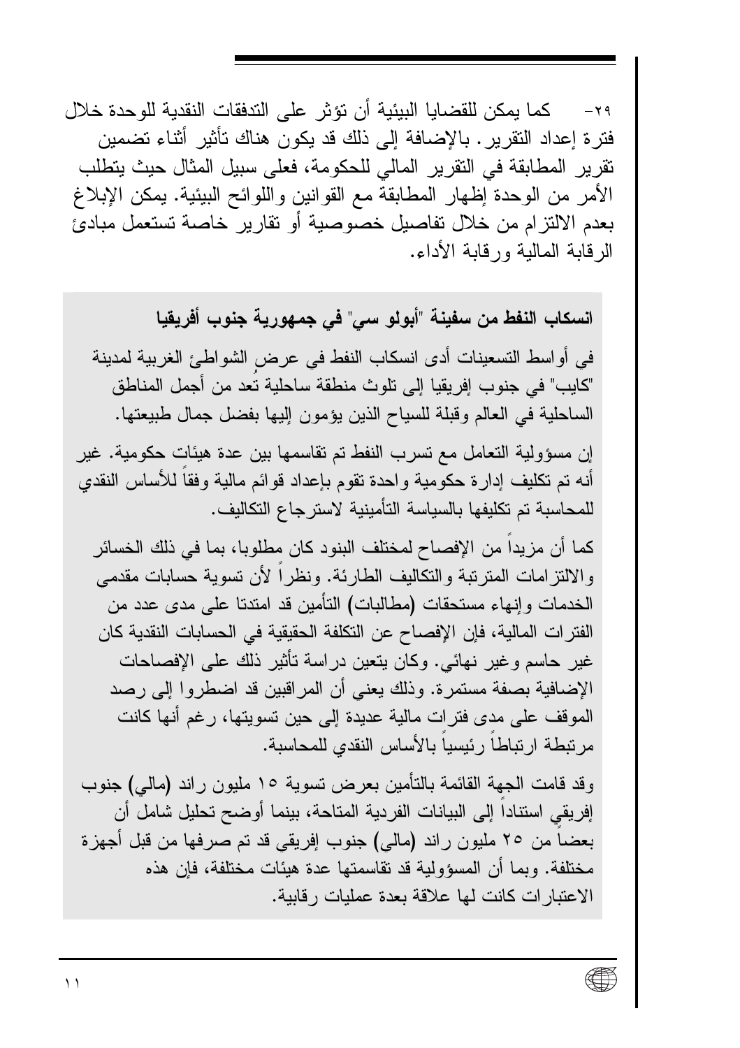٢٩- كما يمكن للقضايا البيئية أن تؤثر على التدفقات النقدية للوحدة خلال فترة إعداد التقرير. بالإضافة إلى ذلك قد يكون هناك تأثير أثناء تضمين تقرير المطابقة في التقرير المالي للحكومة، فعلى سبيل المثال حيث يتطلب الأمر من الوحدة إظهار المطابقة مع القوانين واللوائح البيئية. يمكن الإبلاغ بعدم الالتزام من خلال تفاصيل خصوصية أو تقارير خاصة تستعمل مبادئ الرقابة المالية ورقابة الأداء.

**انسكاب النفط من سفينة "أبولو سي" في جمهورية جنوب أفريقيا**

في أواسط التسعينات أدى انسكاب النفط في عرض الشواطئ الغربية لمدينة "كايب" في جنوب إفريقيا إلى تلوث منطقة ساحلية تعد من أجمل المناطق الساحلية في العالم وقبلة للسياح الذين يؤمون إليها بفضل جمال طبيعتها.

إن مسؤولية التعامل مع تسرب النفط تم تقاسمها بين عدة هيئات حكومية. غير أنه تم تكليف إدارة حكومية واحدة تقوم بإعداد قوائم مالية وفقاً للأساس النقدي للمحاسبة تم تكليفها بالسياسة التأمينية لاسترجاع التكاليف.

كما أن مزيداً من الإفصاح لمختلف البنود كان مطلوبا، بما في ذلك الخسائر والالتزامات المترتبة والتكاليف الطارئة. ونظراً لأن تسوية حسابات مقدمي الخدمات وإنهاء مستحقات (مطالبات) التأمين قد امتدتا على مدى عدد من الفترات المالية، فإن الإفصاح عن التكلفة الحقيقية في الحسابات النقدية كان غير حاسم وغير نهائي. وكان يتعين دراسة تأثير ذلك على الإفصاحات الإضافية بصفة مستمرة. وذلك يعني أن المراقبين قد اضطروا إلى رصد الموقف على مدى فترات مالية عديدة إلى حين تسويتها، رغم أنها كانت مرتبطة ارتباطاً رئيسياً بالأساس النقدي للمحاسبة.

وقد قامت الجهة القائمة بالتأمين بعرض تسوية ١٥ مليون راند (مالي) جنوب إفريقي استناداً إلى البيانات الفردية المتاحة، بينما أوضح تحليل شامل أن بعضاً من ٢٥ مليون راند (مالي) جنوب إفريقي قد تم صرفها من قبل أجهزة مختلفة. وبما أن المسؤولية قد تقاسمتها عدة هيئات مختلفة، فإن هذه الاعتبارات كانت لها علاقة بعدة عمليات رقابية.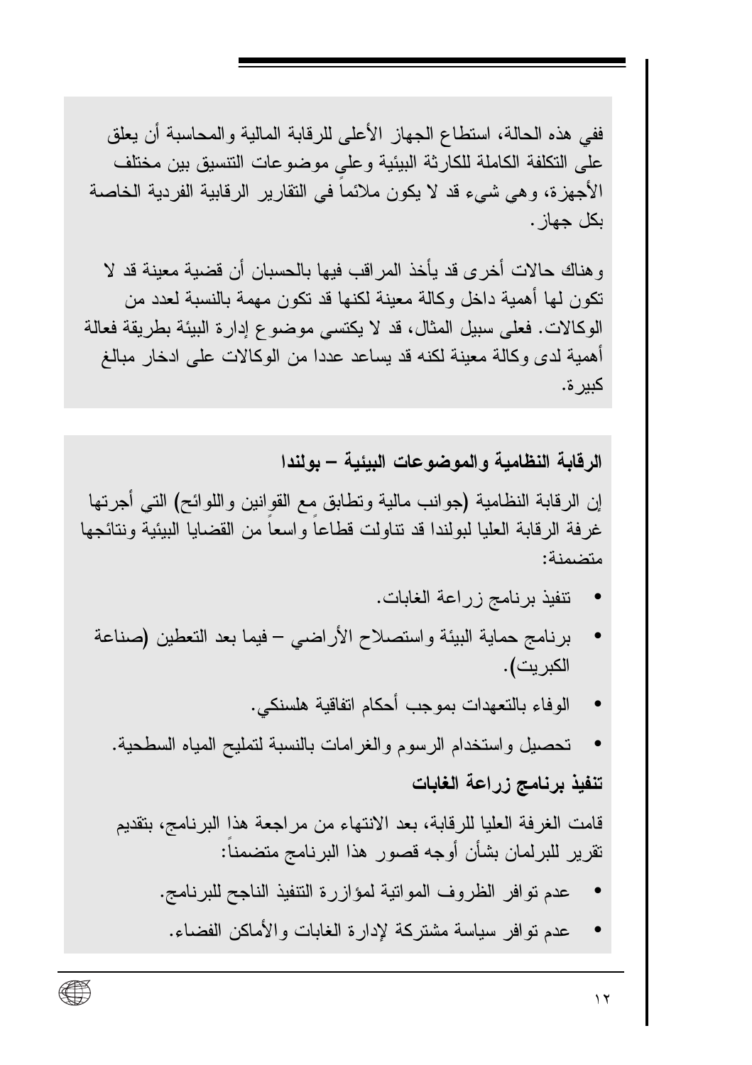ففي هذه الحالة، استطاع الجهاز الأعلى للرقابة المالية والمحاسبة أن يعلق على التكلفة الكاملة للكارثة البيئية وعلى موضوعات التنسيق بين مختلف الأجهزة، وهي شيء قد لا يكون ملائماً في التقارير الرقابية الفردية الخاصة بكل جهاز.

وهناك حالات أخرى قد يأخذ المراقب فيها بالحسبان أن قضية معينة قد لا تكون لها أهمية داخل وكالة معينة لكنها قد تكون مهمة بالنسبة لعدد من الوكالات. فعلى سبيل المثال، قد لا يكتسي موضوع إدارة البيئة بطريقة فعالة أهمية لدى وكالة معينة لكنه قد يساعد عددا من الوكالات على ادخار مبالغ كبيرة.

**الرقابة النظامية والموضوعات البيئية – بولندا**

إن الرقابة النظامية (جوانب مالية وتطابق مع القوانين واللوائح) التي أجرتها غرفة الرقابة العليا لبولندا قد تناولت قطاعاً واسعاً من القضايا البيئية ونتائجها متضمنة:

- تنفيذ برنامج زراعة الغابات.
- برنامج حماية البيئة واستصلاح الأراضي – فيما بعد التعطين (صناعة الكبريت).
- الوفاء بالتعهدات بموجب أحكام اتفاقية هلسنكي.
- تحصيل واستخدام الرسوم والغرامات بالنسبة لتمليح المياه السطحية.

**تنفيذ برنامج زراعة الغابات**

قامت الغرفة العليا للرقابة، بعد الانتهاء من مراجعة هذا البرنامج، بتقديم تقرير للبرلمان بشأن أوجه قصور هذا البرنامج متضمناً:

- عدم توافر الظروف المواتية لمؤازرة التنفيذ الناجح للبرنامج.
- عدم توافر سياسة مشتركة لإدارة الغابات والأماكن الفضاء.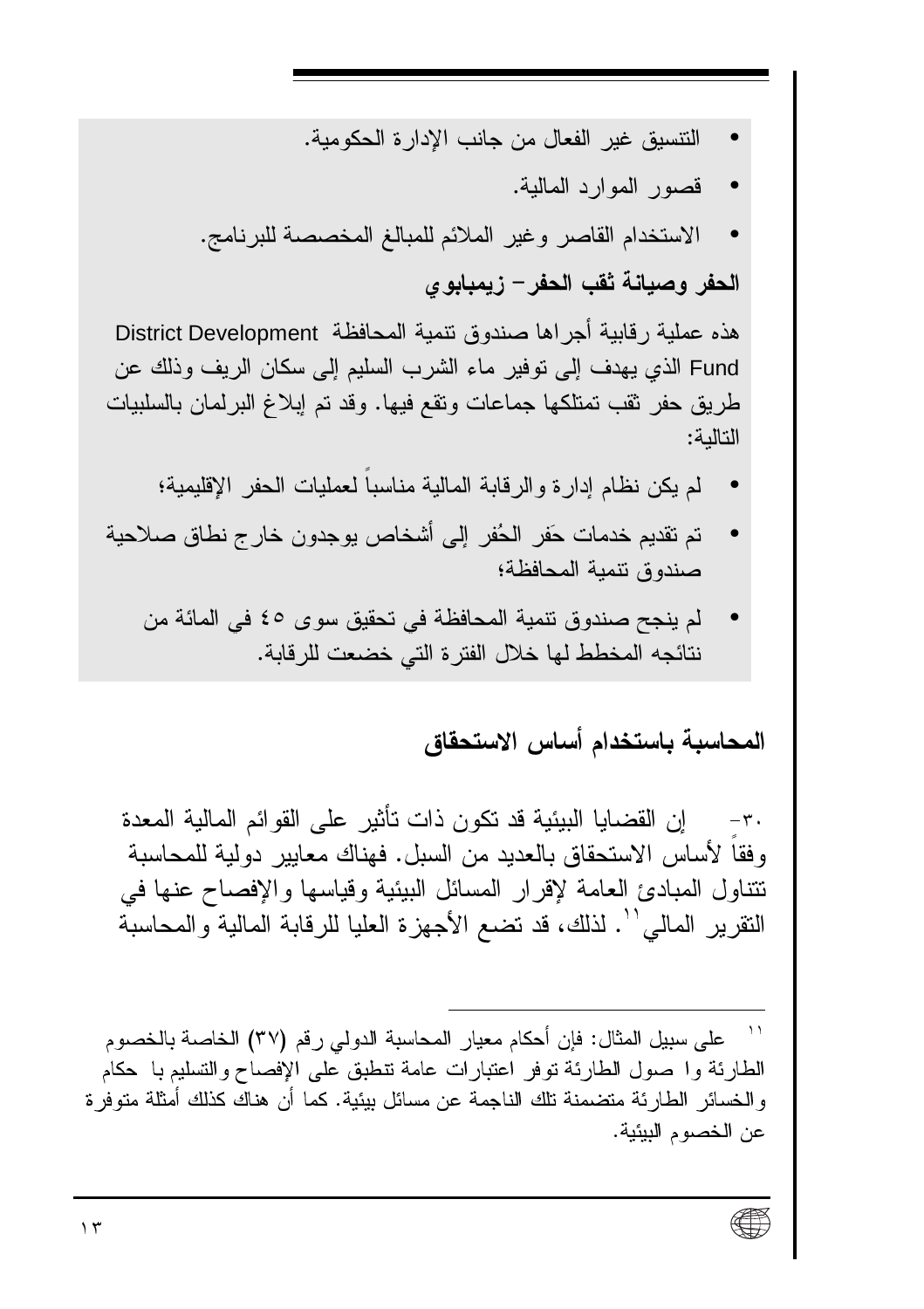- التنسيق غير الفعال من جانب الإدارة الحكومية.
- قصور الموارد المالية.
- الاستخدام القاصر وغير الملائم للمبالغ المخصصة للبرنامج.

**الحفر وصيانة ثقب الحفر– زيمبابوي**

هذه عملية رقابية أجراها صندوق تنمية المحافظة District Development Fund الذي يهدف إلى توفير ماء الشرب السليم إلى سكان الريف وذلك عن طريق حفر ثقب تمتلكها جماعات وتقع فيها. وقد تم إبلاغ البرلمان بالسلبيات التالية:

- لم يكن نظام إدارة والرقابة المالية مناسباً لعمليات الحفر الإقليمية؛
- تم تقديم خدمات حَفر الحُفر إلى أشخاص يوجدون خارج نطاق صلاحية صندوق تنمية المحافظة؛
- لم ينجح صندوق تنمية المحافظة في تحقيق سوى ٤٥ في المائة من نتائجه المخطط لها خلال الفترة التي خضعت للرقابة.

## المحاسبة باستخدام أساس الاستحقاق

٣٠- إن القضايا البيئية قد تكون ذات تأثير على القوائم المالية المعدة وفقاً لأساس الاستحقاق بالعديد من السبل. فهناك معايير دولية للمحاسبة تتناول المبادئ العامة لإقرار المسائل البيئية وقياسها والإفصاح عنها في التقرير المالي[١١]. لذلك، قد تضع الأجهزة العليا للرقابة المالية والمحاسبة

---

[١١] على سبيل المثال: فإن أحكام معيار المحاسبة الدولي رقم (٣٧) الخاصة بالخصوم الطارئة وا صول الطارئة توفر اعتبارات عامة تنطبق على الإفصاح والتسليم با حكام والخسائر الطارئة متضمنة تلك الناجمة عن مسائل بيئية. كما أن هناك كذلك أمثلة متوفرة عن الخصوم البيئية.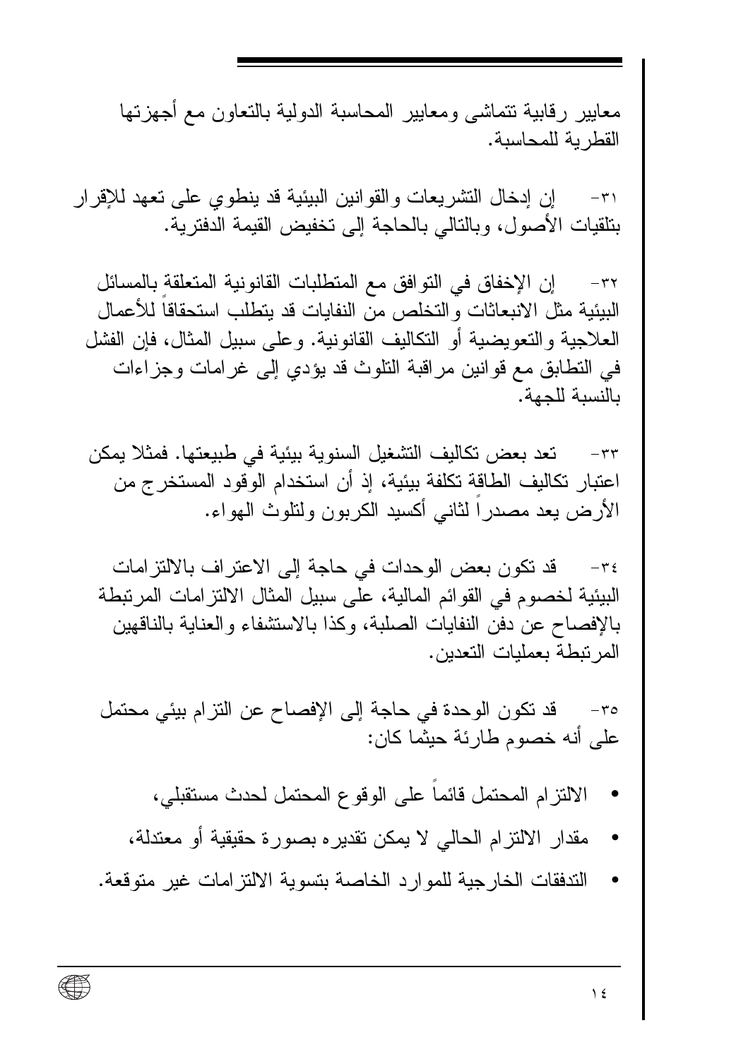معايير رقابية تتماشى ومعايير المحاسبة الدولية بالتعاون مع أجهزتها القطرية للمحاسبة.

٣١- إن إدخال التشريعات والقوانين البيئية قد ينطوي على تعهد للإقرار بتلفيات الأصول، وبالتالي بالحاجة إلى تخفيض القيمة الدفترية.

٣٢- إن الإخفاق في التوافق مع المتطلبات القانونية المتعلقة بالمسائل البيئية مثل الانبعاثات والتخلص من النفايات قد يتطلب استحقاقاً للأعمال العلاجية والتعويضية أو التكاليف القانونية. وعلى سبيل المثال، فإن الفشل في التطابق مع قوانين مراقبة التلوث قد يؤدي إلى غرامات وجزاءات بالنسبة للجهة.

٣٣- تعد بعض تكاليف التشغيل السنوية بيئية في طبيعتها. فمثلا يمكن اعتبار تكاليف الطاقة تكلفة بيئية، إذ أن استخدام الوقود المستخرج من الأرض يعد مصدراً لثاني أكسيد الكربون ولتلوث الهواء.

٣٤- قد تكون بعض الوحدات في حاجة إلى الاعتراف بالالتزامات البيئية لخصوم في القوائم المالية، على سبيل المثال الالتزامات المرتبطة بالإفصاح عن دفن النفايات الصلبة، وكذا بالاستشفاء والعناية بالناقهين المرتبطة بعمليات التعدين.

٣٥- قد تكون الوحدة في حاجة إلى الإفصاح عن التزام بيئي محتمل على أنه خصوم طارئة حيثما كان:

- الالتزام المحتمل قائماً على الوقوع المحتمل لحدث مستقبلي،
- مقدار الالتزام الحالي لا يمكن تقديره بصورة حقيقية أو معتدلة،
- التدفقات الخارجية للموارد الخاصة بتسوية الالتزامات غير متوقعة.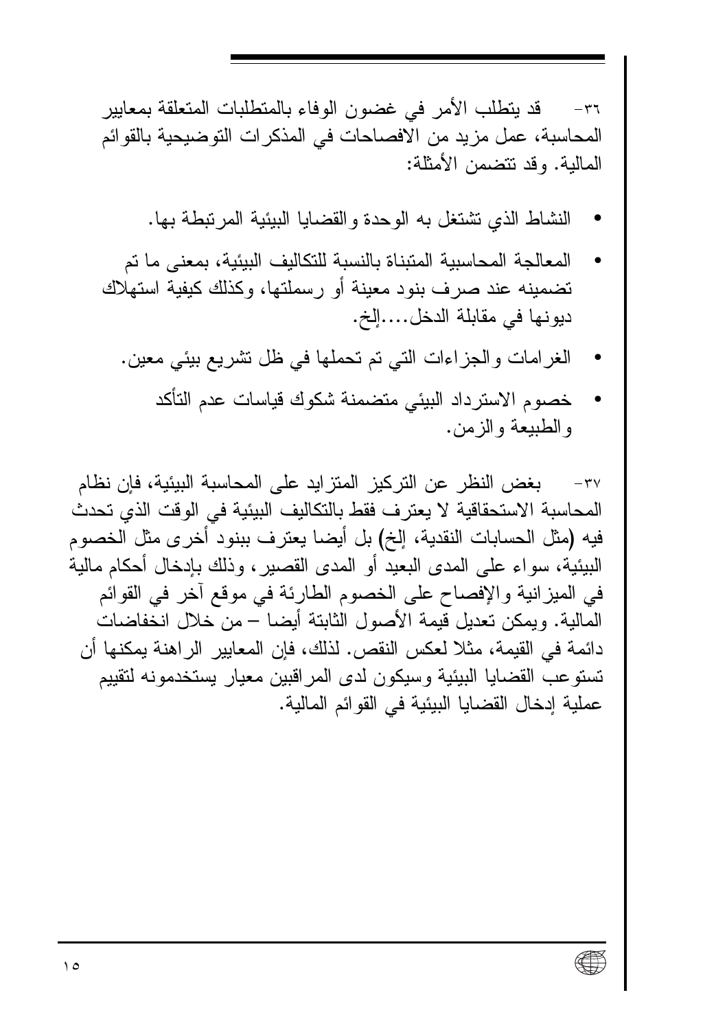٣٦- قد يتطلب الأمر في غضون الوفاء بالمتطلبات المتعلقة بمعايير المحاسبة، عمل مزيد من الافصاحات في المذكرات التوضيحية بالقوائم المالية. وقد تتضمن الأمثلة:

- النشاط الذي تشتغل به الوحدة والقضايا البيئية المرتبطة بها.
- المعالجة المحاسبية المتبناة بالنسبة للتكاليف البيئية، بمعنى ما تم تضمينه عند صرف بنود معينة أو رسملتها، وكذلك كيفية استهلاك ديونها في مقابلة الدخل....إلخ.
- الغرامات والجزاءات التي تم تحملها في ظل تشريع بيئي معين.
- خصوم الاسترداد البيئي متضمنة شكوك قياسات عدم التأكد والطبيعة والزمن.

٣٧- بغض النظر عن التركيز المتزايد على المحاسبة البيئية، فإن نظام المحاسبة الاستحقاقية لا يعترف فقط بالتكاليف البيئية في الوقت الذي تحدث فيه (مثل الحسابات النقدية، إلخ) بل أيضا يعترف ببنود أخرى مثل الخصوم البيئية، سواء على المدى البعيد أو المدى القصير، وذلك بإدخال أحكام مالية في الميزانية والإفصاح على الخصوم الطارئة في موقع آخر في القوائم المالية. ويمكن تعديل قيمة الأصول الثابتة أيضا – من خلال انخفاضات دائمة في القيمة، مثلا لعكس النقص. لذلك، فإن المعايير الراهنة يمكنها أن تستوعب القضايا البيئية وسيكون لدى المراقبين معيار يستخدمونه لتقييم عملية إدخال القضايا البيئية في القوائم المالية.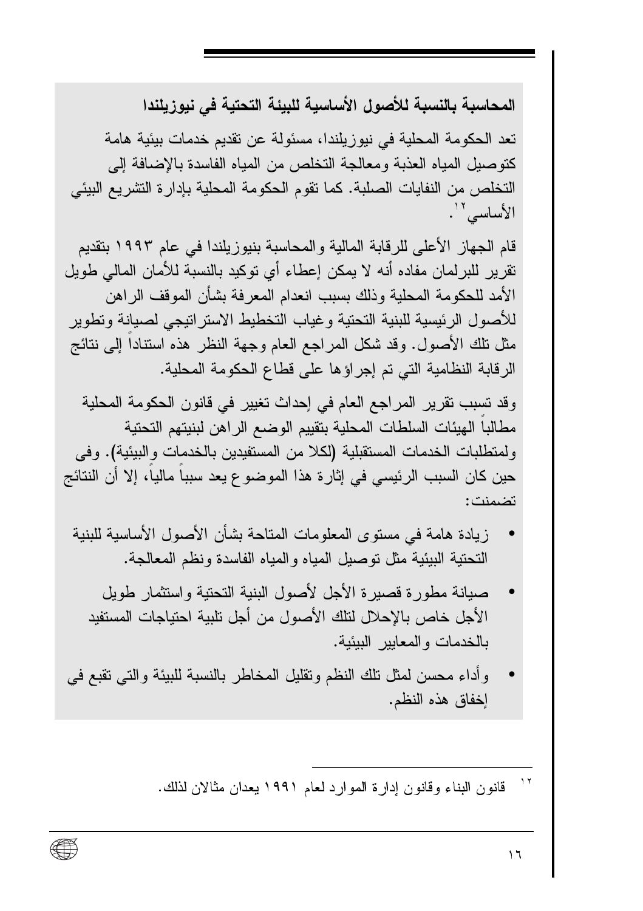**المحاسبة بالنسبة للأصول الأساسية للبيئة التحتية في نيوزيلندا**

تعد الحكومة المحلية في نيوزيلندا، مسئولة عن تقديم خدمات بيئية هامة كتوصيل المياه العذبة ومعالجة التخلص من المياه الفاسدة بالإضافة إلى التخلص من النفايات الصلبة. كما تقوم الحكومة المحلية بإدارة التشريع البيئي الأساسي[١٢].

قام الجهاز الأعلى للرقابة المالية والمحاسبة بنيوزيلندا في عام ١٩٩٣ بتقديم تقرير للبرلمان مفاده أنه لا يمكن إعطاء أي توكيد بالنسبة للأمان المالي طويل الأمد للحكومة المحلية وذلك بسبب انعدام المعرفة بشأن الموقف الراهن للأصول الرئيسية للبنية التحتية وغياب التخطيط الاستراتيجي لصيانة وتطوير مثل تلك الأصول. وقد شكل المراجع العام وجهة النظر هذه استناداً إلى نتائج الرقابة النظامية التي تم إجراؤها على قطاع الحكومة المحلية.

وقد تسبب تقرير المراجع العام في إحداث تغيير في قانون الحكومة المحلية مطالباً الهيئات السلطات المحلية بتقييم الوضع الراهن لبنيتهم التحتية ولمتطلبات الخدمات المستقبلية (لكلا من المستفيدين بالخدمات والبيئية). وفي حين كان السبب الرئيسي في إثارة هذا الموضوع يعد سبباً مالياً، إلا أن النتائج تضمنت:

- زيادة هامة في مستوى المعلومات المتاحة بشأن الأصول الأساسية للبنية التحتية البيئية مثل توصيل المياه والمياه الفاسدة ونظم المعالجة.
- صيانة مطورة قصيرة الأجل لأصول البنية التحتية واستثمار طويل الأجل خاص بالإحلال لتلك الأصول من أجل تلبية احتياجات المستفيد بالخدمات والمعايير البيئية.
- وأداء محسن لمثل تلك النظم وتقليل المخاطر بالنسبة للبيئة والتي تقبع في إخفاق هذه النظم.

---

[١٢] قانون البناء وقانون إدارة الموارد لعام ١٩٩١ يعدان مثالان لذلك.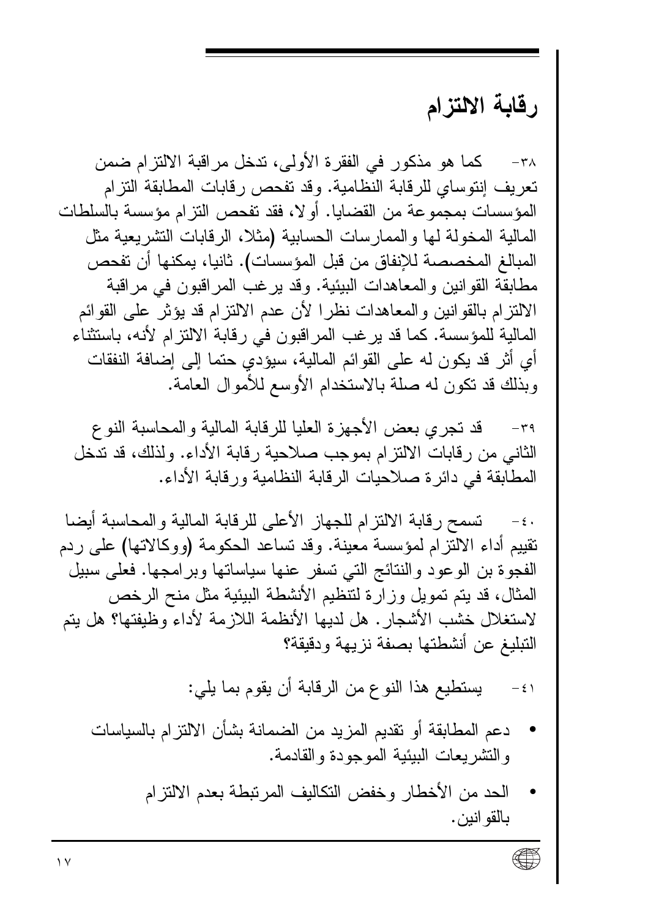## رقابة الالتزام

٣٨- كما هو مذكور في الفقرة الأولى، تدخل مراقبة الالتزام ضمن تعريف إنتوساي للرقابة النظامية. وقد تفحص رقابات المطابقة التزام المؤسسات بمجموعة من القضايا. أولا، فقد تفحص التزام مؤسسة بالسلطات المالية المخولة لها والممارسات الحسابية (مثلا، الرقابات التشريعية مثل المبالغ المخصصة للإنفاق من قبل المؤسسات). ثانيا، يمكنها أن تفحص مطابقة القوانين والمعاهدات البيئية. وقد يرغب المراقبون في مراقبة الالتزام بالقوانين والمعاهدات نظرا لأن عدم الالتزام قد يؤثر على القوائم المالية للمؤسسة. كما قد يرغب المراقبون في رقابة الالتزام لأنه، باستثناء أي أثر قد يكون له على القوائم المالية، سيؤدي حتما إلى إضافة النفقات وبذلك قد تكون له صلة بالاستخدام الأوسع للأموال العامة.

٣٩- قد تجري بعض الأجهزة العليا للرقابة المالية والمحاسبة النوع الثاني من رقابات الالتزام بموجب صلاحية رقابة الأداء. ولذلك، قد تدخل المطابقة في دائرة صلاحيات الرقابة النظامية ورقابة الأداء.

٤٠- تسمح رقابة الالتزام للجهاز الأعلى للرقابة المالية والمحاسبة أيضا تقييم أداء الالتزام لمؤسسة معينة. وقد تساعد الحكومة (ووكالاتها) على ردم الفجوة بن الوعود والنتائج التي تسفر عنها سياساتها وبرامجها. فعلى سبيل المثال، قد يتم تمويل وزارة لتنظيم الأنشطة البيئية مثل منح الرخص لاستغلال خشب الأشجار. هل لديها الأنظمة اللازمة لأداء وظيفتها؟ هل يتم التبليغ عن أنشطتها بصفة نزيهة ودقيقة؟

٤١- يستطيع هذا النوع من الرقابة أن يقوم بما يلي:

- دعم المطابقة أو تقديم المزيد من الضمانة بشأن الالتزام بالسياسات والتشريعات البيئية الموجودة والقادمة.
- الحد من الأخطار وخفض التكاليف المرتبطة بعدم الالتزام بالقوانين.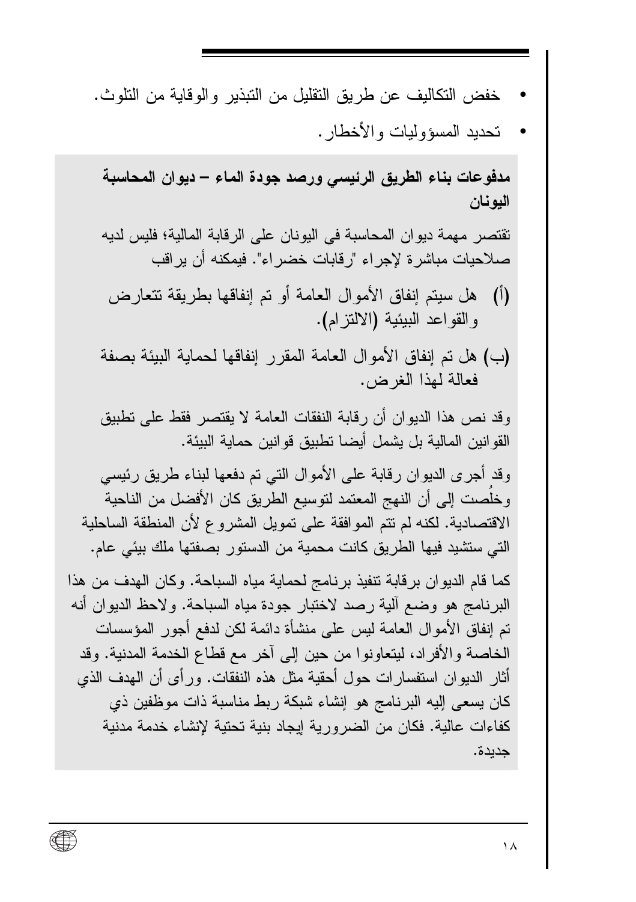- خفض التكاليف عن طريق التقليل من التبذير والوقاية من التلوث.
- تحديد المسؤوليات والأخطار.

**مدفوعات بناء الطريق الرئيسي ورصد جودة الماء – ديوان المحاسبة اليونان**

تقتصر مهمة ديوان المحاسبة في اليونان على الرقابة المالية؛ فليس لديه صلاحيات مباشرة لإجراء "رقابات خضراء". فيمكنه أن يراقب

(أ) هل سيتم إنفاق الأموال العامة أو تم إنفاقها بطريقة تتعارض والقواعد البيئية (الالتزام).

(ب) هل تم إنفاق الأموال العامة المقرر إنفاقها لحماية البيئة بصفة فعالة لهذا الغرض.

وقد نص هذا الديوان أن رقابة النفقات العامة لا يقتصر فقط على تطبيق القوانين المالية بل يشمل أيضا تطبيق قوانين حماية البيئة.

وقد أجرى الديوان رقابة على الأموال التي تم دفعها لبناء طريق رئيسي وخلُصت إلى أن النهج المعتمد لتوسيع الطريق كان الأفضل من الناحية الاقتصادية. لكنه لم تتم الموافقة على تمويل المشروع لأن المنطقة الساحلية التي ستشيد فيها الطريق كانت محمية من الدستور بصفتها ملك بيئي عام.

كما قام الديوان برقابة تنفيذ برنامج لحماية مياه السباحة. وكان الهدف من هذا البرنامج هو وضع آلية رصد لاختبار جودة مياه السباحة. ولاحظ الديوان أنه تم إنفاق الأموال العامة ليس على منشأة دائمة لكن لدفع أجور المؤسسات الخاصة والأفراد، ليتعاونوا من حين إلى آخر مع قطاع الخدمة المدنية. وقد أثار الديوان استفسارات حول أحقية مثل هذه النفقات. ورأى أن الهدف الذي كان يسعى إليه البرنامج هو إنشاء شبكة ربط مناسبة ذات موظفين ذي كفاءات عالية. فكان من الضرورية إيجاد بنية تحتية لإنشاء خدمة مدنية جديدة.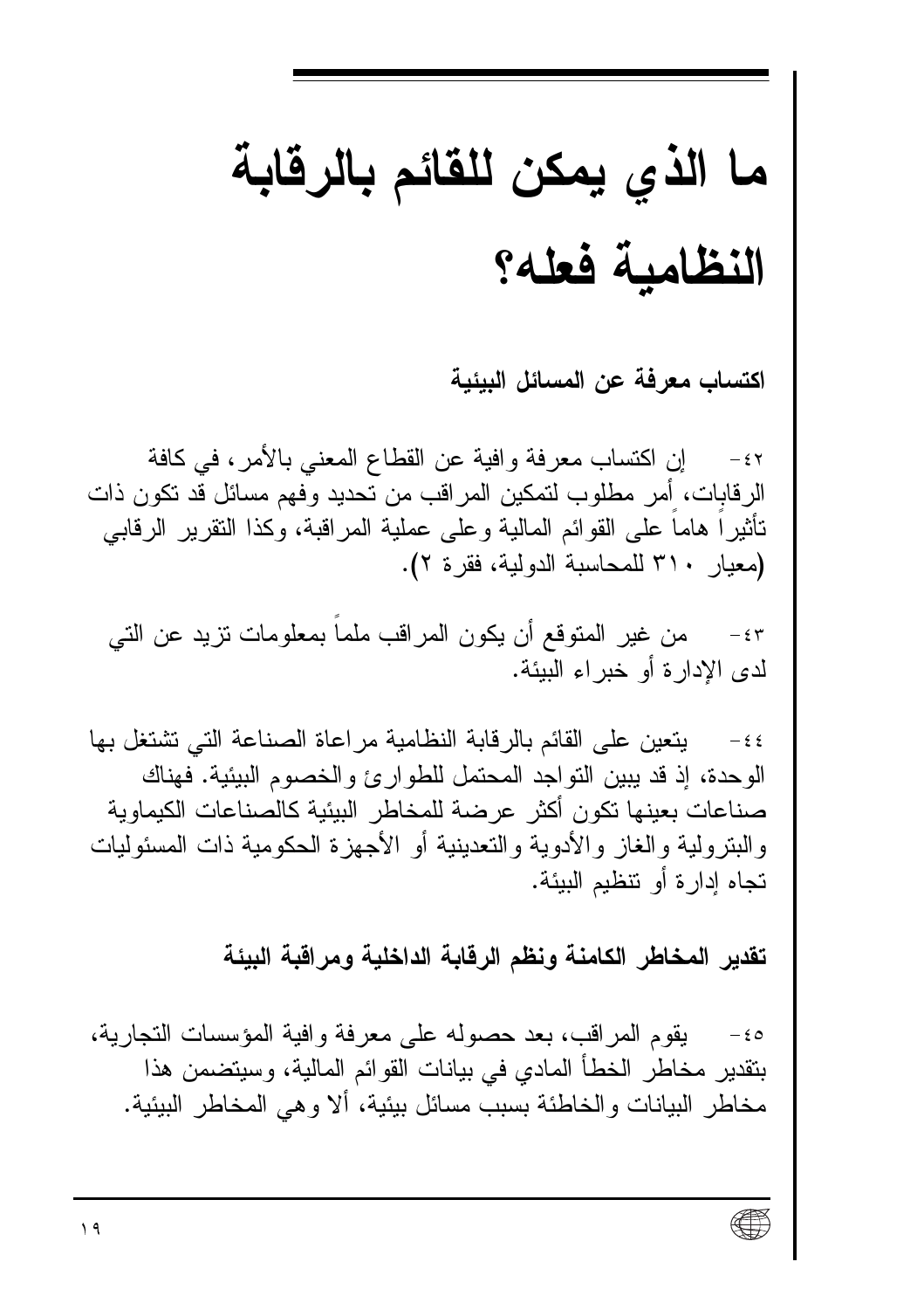# ما الذي يمكن للقائم بالرقابة النظامية فعله؟

**اكتساب معرفة عن المسائل البيئية**

٤٢- إن اكتساب معرفة وافية عن القطاع المعني بالأمر، في كافة الرقابات، أمر مطلوب لتمكين المراقب من تحديد وفهم مسائل قد تكون ذات تأثيراً هاماً على القوائم المالية وعلى عملية المراقبة، وكذا التقرير الرقابي (معيار ٣١٠ للمحاسبة الدولية، فقرة ٢).

٤٣- من غير المتوقع أن يكون المراقب ملماً بمعلومات تزيد عن التي لدى الإدارة أو خبراء البيئة.

٤٤- يتعين على القائم بالرقابة النظامية مراعاة الصناعة التي تشتغل بها الوحدة، إذ قد يبين التواجد المحتمل للطوارئ والخصوم البيئية. فهناك صناعات بعينها تكون أكثر عرضة للمخاطر البيئية كالصناعات الكيماوية والبترولية والغاز والأدوية والتعدينية أو الأجهزة الحكومية ذات المسئوليات تجاه إدارة أو تنظيم البيئة.

**تقدير المخاطر الكامنة ونظم الرقابة الداخلية ومراقبة البيئة**

٤٥- يقوم المراقب، بعد حصوله على معرفة وافية المؤسسات التجارية، بتقدير مخاطر الخطأ المادي في بيانات القوائم المالية، وسيتضمن هذا مخاطر البيانات والخاطئة بسبب مسائل بيئية، ألا وهي المخاطر البيئية.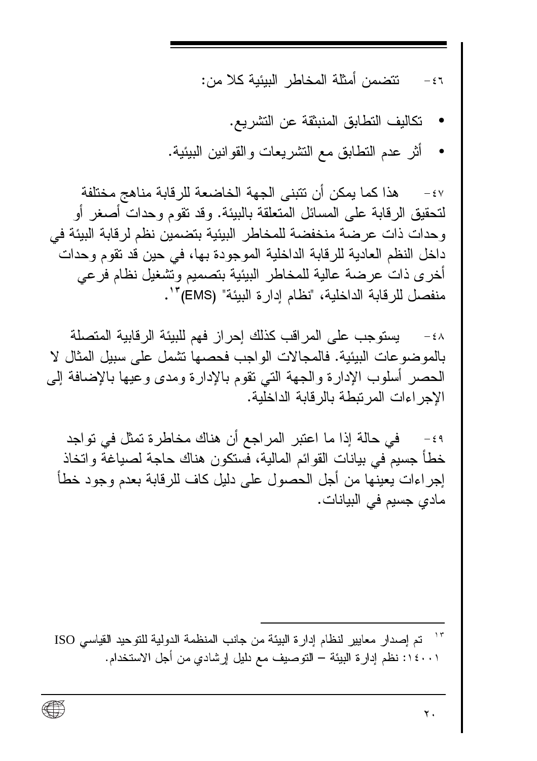٤٦- تتضمن أمثلة المخاطر البيئية كلا من:

- تكاليف التطابق المنبثقة عن التشريع.
- أثر عدم التطابق مع التشريعات والقوانين البيئية.

٤٧- هذا كما يمكن أن تتبنى الجهة الخاضعة للرقابة مناهج مختلفة لتحقيق الرقابة على المسائل المتعلقة بالبيئة. وقد تقوم وحدات أصغر أو وحدات ذات عرضة منخفضة للمخاطر البيئية بتضمين نظم لرقابة البيئة في داخل النظم العادية للرقابة الداخلية الموجودة بها، في حين قد تقوم وحدات أخرى ذات عرضة عالية للمخاطر البيئية بتصميم وتشغيل نظام فرعي منفصل للرقابة الداخلية، "نظام إدارة البيئة" (EMS)[١٣].

٤٨- يستوجب على المراقب كذلك إحراز فهم للبيئة الرقابية المتصلة بالموضوعات البيئية. فالمجالات الواجب فحصها تشمل على سبيل المثال لا الحصر أسلوب الإدارة والجهة التي تقوم بالإدارة ومدى وعيها بالإضافة إلى الإجراءات المرتبطة بالرقابة الداخلية.

٤٩- في حالة إذا ما اعتبر المراجع أن هناك مخاطرة تمثل في تواجد خطأ جسيم في بيانات القوائم المالية، فستكون هناك حاجة لصياغة واتخاذ إجراءات يعينها من أجل الحصول على دليل كاف للرقابة بعدم وجود خطأ مادي جسيم في البيانات.

---

[١٣] تم إصدار معايير لنظام إدارة البيئة من جانب المنظمة الدولية للتوحيد القياسي ISO ١٤٠٠١: نظم إدارة البيئة – التوصيف مع دليل إرشادي من أجل الاستخدام.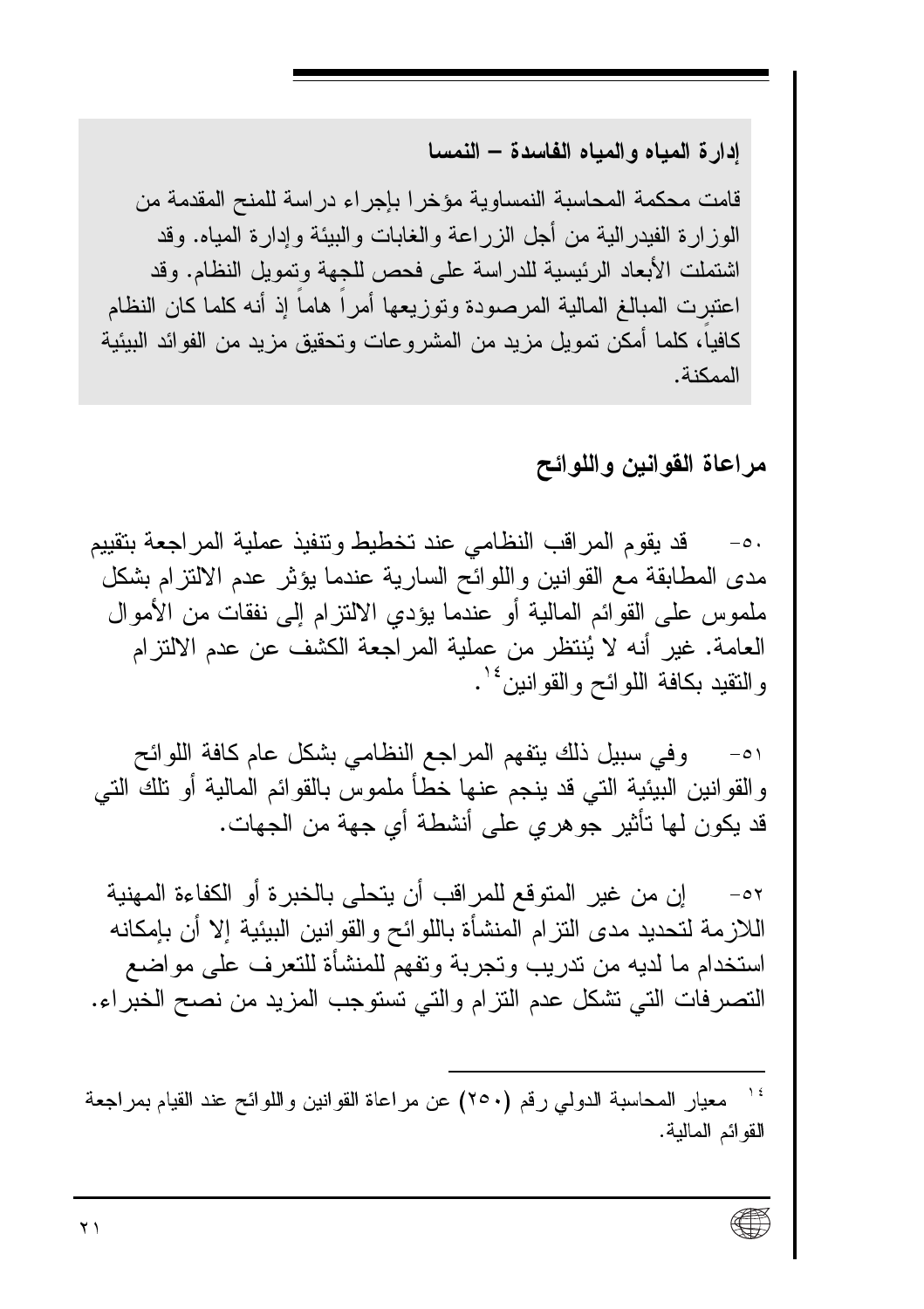**إدارة المياه والمياه الفاسدة – النمسا**

قامت محكمة المحاسبة النمساوية مؤخرا بإجراء دراسة للمنح المقدمة من الوزارة الفيدرالية من أجل الزراعة والغابات والبيئة وإدارة المياه. وقد اشتملت الأبعاد الرئيسية للدراسة على فحص للجهة وتمويل النظام. وقد اعتبرت المبالغ المالية المرصودة وتوزيعها أمراً هاماً إذ أنه كلما كان النظام كافياً، كلما أمكن تمويل مزيد من المشروعات وتحقيق مزيد من الفوائد البيئية الممكنة.

## مراعاة القوانين واللوائح

٥٠- قد يقوم المراقب النظامي عند تخطيط وتنفيذ عملية المراجعة بتقييم مدى المطابقة مع القوانين واللوائح السارية عندما يؤثر عدم الالتزام بشكل ملموس على القوائم المالية أو عندما يؤدي الالتزام إلى نفقات من الأموال العامة. غير أنه لا يُنتظر من عملية المراجعة الكشف عن عدم الالتزام والتقيد بكافة اللوائح والقوانين[١٤].

٥١- وفي سبيل ذلك يتفهم المراجع النظامي بشكل عام كافة اللوائح والقوانين البيئية التي قد ينجم عنها خطأ ملموس بالقوائم المالية أو تلك التي قد يكون لها تأثير جوهري على أنشطة أي جهة من الجهات.

٥٢- إن من غير المتوقع للمراقب أن يتحلى بالخبرة أو الكفاءة المهنية اللازمة لتحديد مدى التزام المنشأة باللوائح والقوانين البيئية إلا أن بإمكانه استخدام ما لديه من تدريب وتجربة وتفهم للمنشأة للتعرف على مواضع التصرفات التي تشكل عدم التزام والتي تستوجب المزيد من نصح الخبراء.

---

[١٤] معيار المحاسبة الدولي رقم (٢٥٠) عن مراعاة القوانين واللوائح عند القيام بمراجعة القوائم المالية.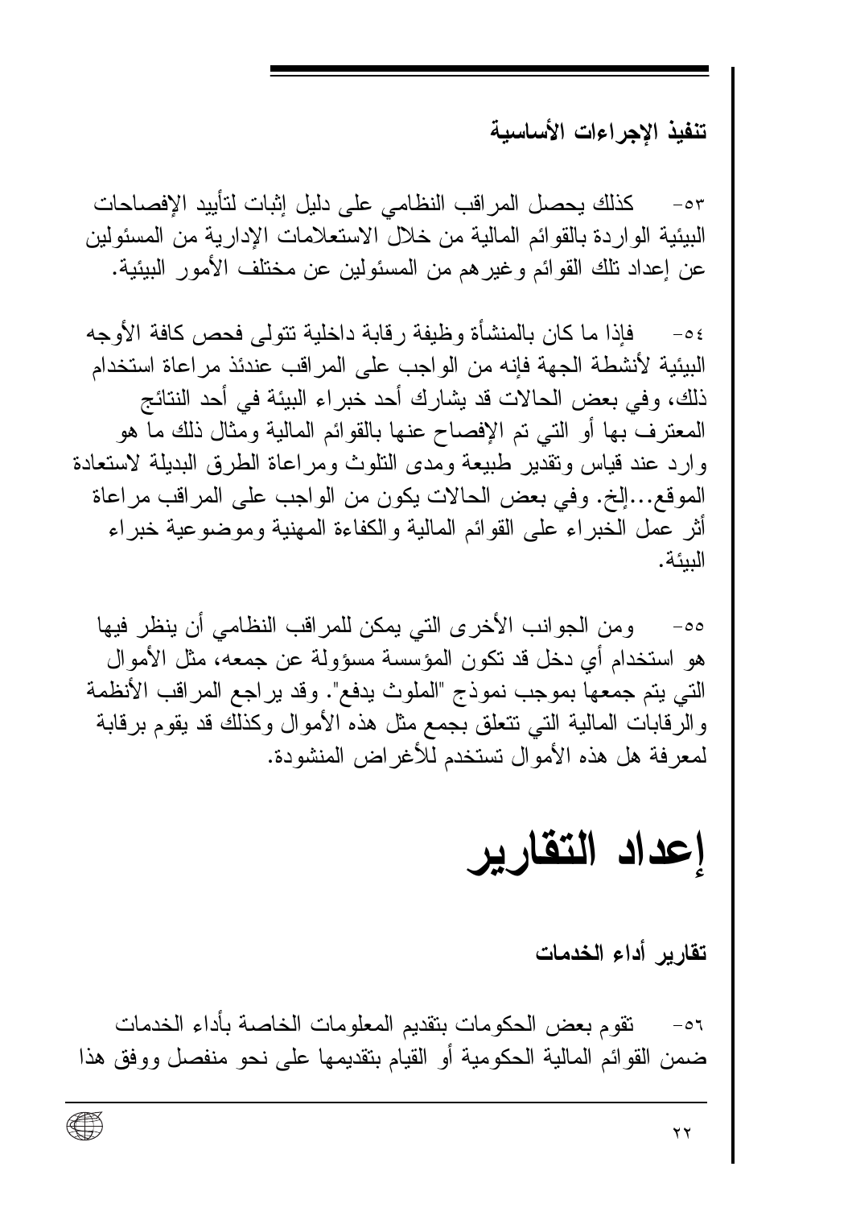### تنفيذ الإجراءات الأساسية

٥٣- كذلك يحصل المراقب النظامي على دليل إثبات لتأييد الإفصاحات البيئية الواردة بالقوائم المالية من خلال الاستعلامات الإدارية من المسئولين عن إعداد تلك القوائم وغيرهم من المسئولين عن مختلف الأمور البيئية.

٥٤- فإذا ما كان بالمنشأة وظيفة رقابة داخلية تتولى فحص كافة الأوجه البيئية لأنشطة الجهة فإنه من الواجب على المراقب عندئذ مراعاة استخدام ذلك، وفي بعض الحالات قد يشارك أحد خبراء البيئة في أحد النتائج المعترف بها أو التي تم الإفصاح عنها بالقوائم المالية ومثال ذلك ما هو وارد عند قياس وتقدير طبيعة ومدى التلوث ومراعاة الطرق البديلة لاستعادة الموقع...إلخ. وفي بعض الحالات يكون من الواجب على المراقب مراعاة أثر عمل الخبراء على القوائم المالية والكفاءة المهنية وموضوعية خبراء البيئة.

٥٥- ومن الجوانب الأخرى التي يمكن للمراقب النظامي أن ينظر فيها هو استخدام أي دخل قد تكون المؤسسة مسؤولة عن جمعه، مثل الأموال التي يتم جمعها بموجب نموذج "الملوث يدفع". وقد يراجع المراقب الأنظمة والرقابات المالية التي تتعلق بجمع مثل هذه الأموال وكذلك قد يقوم برقابة لمعرفة هل هذه الأموال تستخدم للأغراض المنشودة.

# إعداد التقارير

### تقارير أداء الخدمات

٥٦- تقوم بعض الحكومات بتقديم المعلومات الخاصة بأداء الخدمات ضمن القوائم المالية الحكومية أو القيام بتقديمها على نحو منفصل ووفق هذا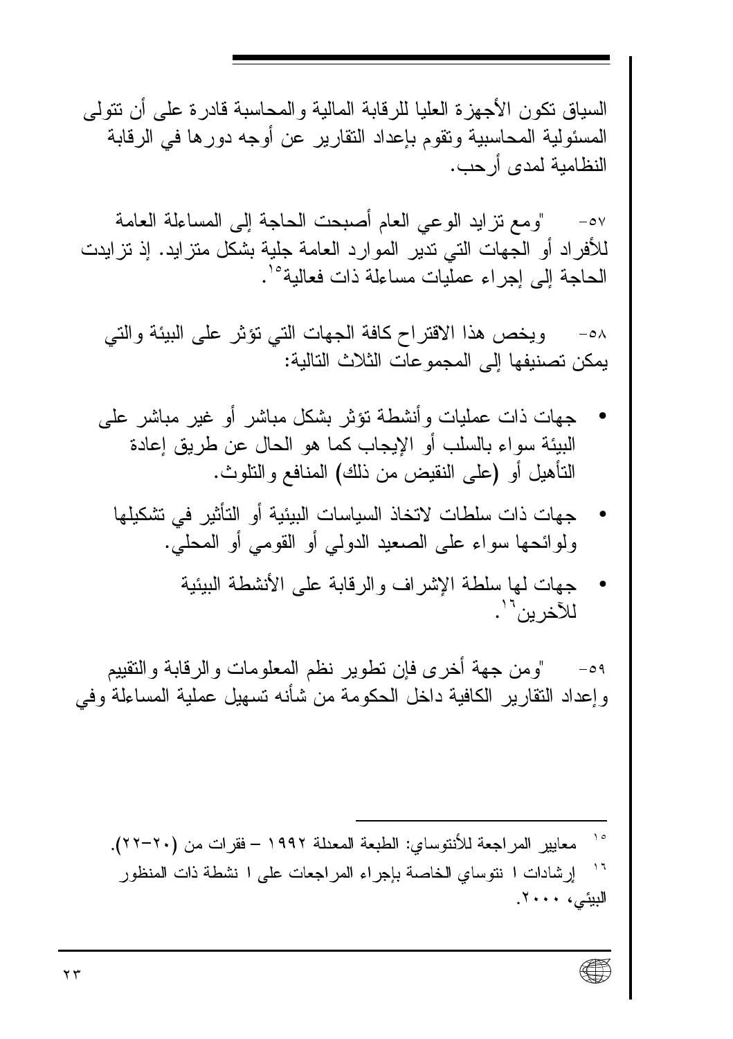السياق تكون الأجهزة العليا للرقابة المالية والمحاسبة قادرة على أن تتولى المسئولية المحاسبية وتقوم بإعداد التقارير عن أوجه دورها في الرقابة النظامية لمدى أرحب.

٥٧- "ومع تزايد الوعي العام أصبحت الحاجة إلى المساءلة العامة للأفراد أو الجهات التي تدير الموارد العامة جلية بشكل متزايد. إذ تزايدت الحاجة إلى إجراء عمليات مساءلة ذات فعالية"[١٥].

٥٨- ويخص هذا الاقتراح كافة الجهات التي تؤثر على البيئة والتي يمكن تصنيفها إلى المجموعات الثلاث التالية:

- جهات ذات عمليات وأنشطة تؤثر بشكل مباشر أو غير مباشر على البيئة سواء بالسلب أو الإيجاب كما هو الحال عن طريق إعادة التأهيل أو (على النقيض من ذلك) المنافع والتلوث.
- جهات ذات سلطات لاتخاذ السياسات البيئية أو التأثير في تشكيلها ولوائحها سواء على الصعيد الدولي أو القومي أو المحلي.
- جهات لها سلطة الإشراف والرقابة على الأنشطة البيئية للآخرين[١٦].

٥٩- "ومن جهة أخرى فإن تطوير نظم المعلومات والرقابة والتقييم وإعداد التقارير الكافية داخل الحكومة من شأنه تسهيل عملية المساءلة وفي

---

[١٥] معايير المراجعة للأنتوساي: الطبعة المعدلة ١٩٩٢ – فقرات من (٢٠-٢٢).

[١٦] إرشادات ا نتوساي الخاصة بإجراء المراجعات على ا نشطة ذات المنظور البيئي، ٢٠٠٠.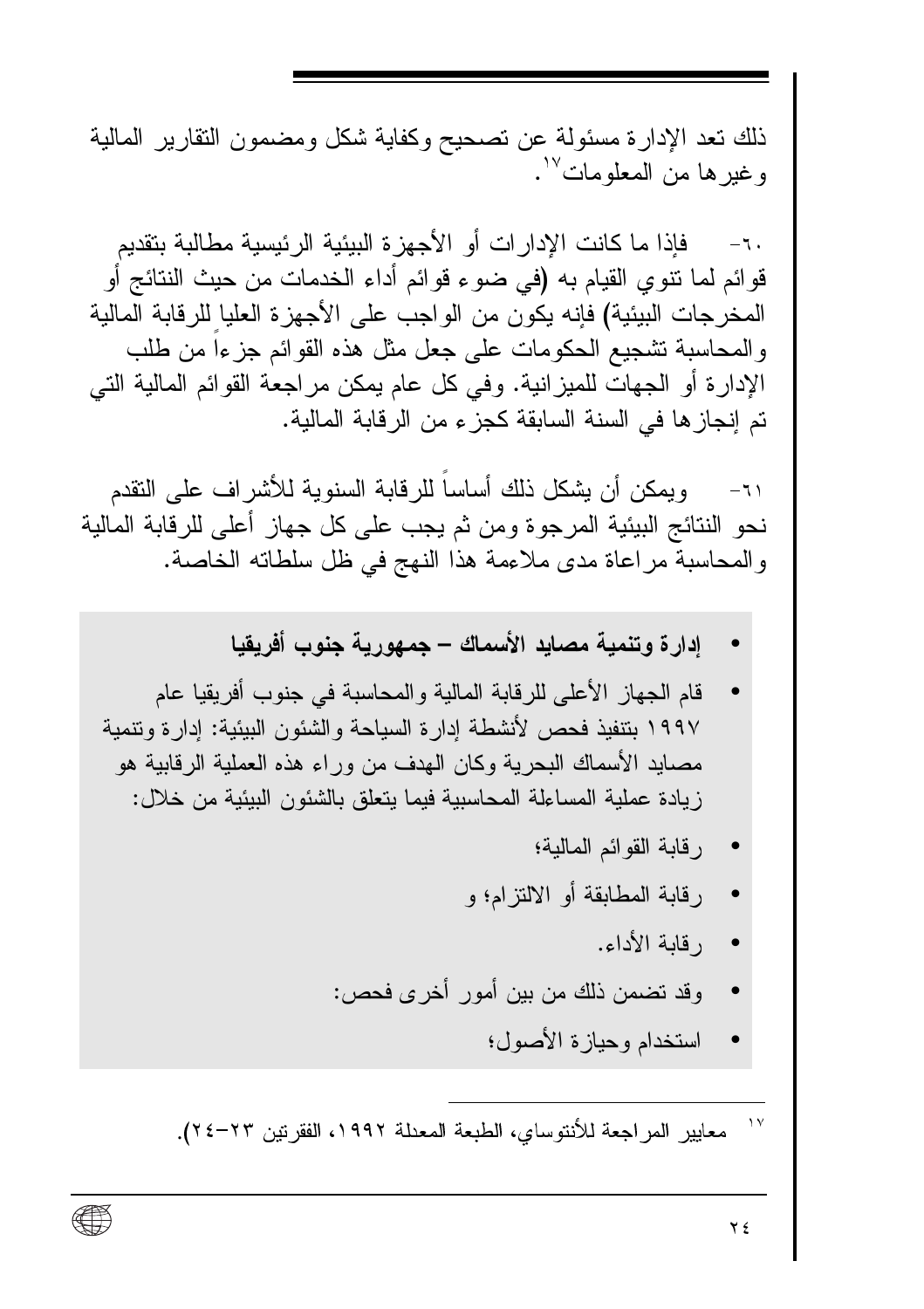ذلك تعد الإدارة مسئولة عن تصحيح وكفاية شكل ومضمون التقارير المالية وغيرها من المعلومات[١٧].

٦٠- فإذا ما كانت الإدارات أو الأجهزة البيئية الرئيسية مطالبة بتقديم قوائم لما تنوي القيام به (في ضوء قوائم أداء الخدمات من حيث النتائج أو المخرجات البيئية) فإنه يكون من الواجب على الأجهزة العليا للرقابة المالية والمحاسبة تشجيع الحكومات على جعل مثل هذه القوائم جزءاً من طلب الإدارة أو الجهات للميزانية. وفي كل عام يمكن مراجعة القوائم المالية التي تم إنجازها في السنة السابقة كجزء من الرقابة المالية.

٦١- ويمكن أن يشكل ذلك أساساً للرقابة السنوية للأشراف على التقدم نحو النتائج البيئية المرجوة ومن ثم يجب على كل جهاز أعلى للرقابة المالية والمحاسبة مراعاة مدى ملاءمة هذا النهج في ظل سلطاته الخاصة.

- **إدارة وتنمية مصايد الأسماك – جمهورية جنوب أفريقيا**
- قام الجهاز الأعلى للرقابة المالية والمحاسبة في جنوب أفريقيا عام ١٩٩٧ بتنفيذ فحص لأنشطة إدارة السياحة والشئون البيئية: إدارة وتنمية مصايد الأسماك البحرية وكان الهدف من وراء هذه العملية الرقابية هو زيادة عملية المساءلة المحاسبية فيما يتعلق بالشئون البيئية من خلال:
- رقابة القوائم المالية؛
- رقابة المطابقة أو الالتزام؛ و
- رقابة الأداء.
- وقد تضمن ذلك من بين أمور أخرى فحص:
- استخدام وحيازة الأصول؛

---

[١٧] معايير المراجعة للأنتوساي، الطبعة المعدلة ١٩٩٢، الفقرتين ٢٣-٢٤).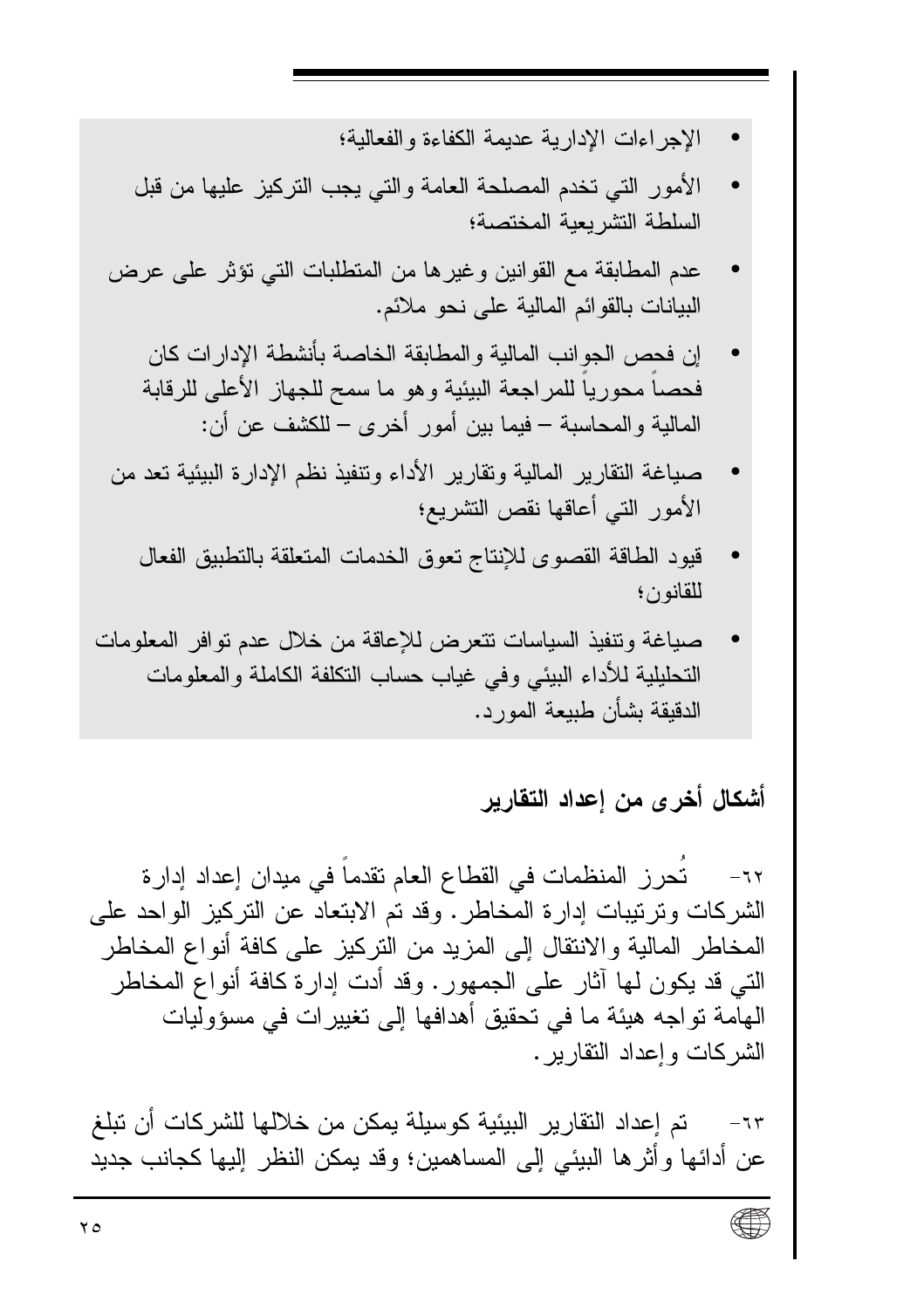- الإجراءات الإدارية عديمة الكفاءة والفعالية؛
- الأمور التي تخدم المصلحة العامة والتي يجب التركيز عليها من قبل السلطة التشريعية المختصة؛
- عدم المطابقة مع القوانين وغيرها من المتطلبات التي تؤثر على عرض البيانات بالقوائم المالية على نحو ملائم.
- إن فحص الجوانب المالية والمطابقة الخاصة بأنشطة الإدارات كان فحصاً محورياً للمراجعة البيئية وهو ما سمح للجهاز الأعلى للرقابة المالية والمحاسبة – فيما بين أمور أخرى – للكشف عن أن:
- صياغة التقارير المالية وتقارير الأداء وتنفيذ نظم الإدارة البيئية تعد من الأمور التي أعاقها نقص التشريع؛
- قيود الطاقة القصوى للإنتاج تعوق الخدمات المتعلقة بالتطبيق الفعال للقانون؛
- صياغة وتنفيذ السياسات تتعرض للإعاقة من خلال عدم توافر المعلومات التحليلية للأداء البيئي وفي غياب حساب التكلفة الكاملة والمعلومات الدقيقة بشأن طبيعة المورد.

## أشكال أخرى من إعداد التقارير

٦٢- تُحرز المنظمات في القطاع العام تقدماً في ميدان إعداد إدارة الشركات وترتيبات إدارة المخاطر. وقد تم الابتعاد عن التركيز الواحد على المخاطر المالية والانتقال إلى المزيد من التركيز على كافة أنواع المخاطر التي قد يكون لها آثار على الجمهور. وقد أدت إدارة كافة أنواع المخاطر الهامة تواجه هيئة ما في تحقيق أهدافها إلى تغييرات في مسؤوليات الشركات وإعداد التقارير.

٦٣- تم إعداد التقارير البيئية كوسيلة يمكن من خلالها للشركات أن تبلغ عن أدائها وأثرها البيئي إلى المساهمين؛ وقد يمكن النظر إليها كجانب جديد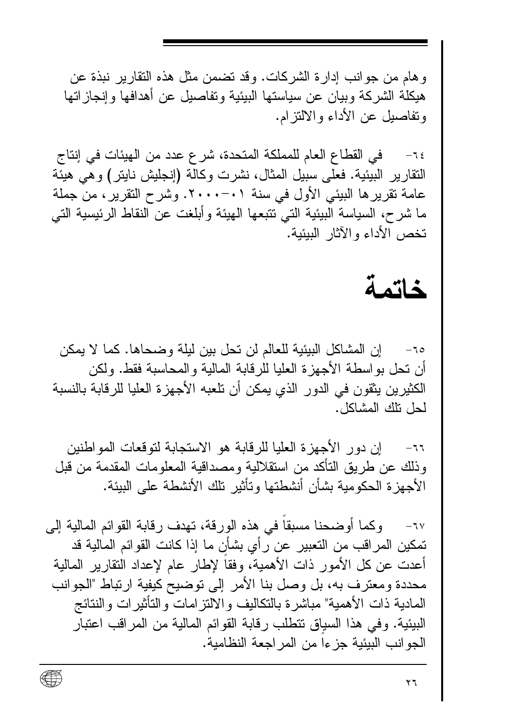وهام من جوانب إدارة الشركات. وقد تضمن مثل هذه التقارير نبذة عن هيكلة الشركة وبيان عن سياستها البيئية وتفاصيل عن أهدافها وإنجازاتها وتفاصيل عن الأداء والالتزام.

٦٤- في القطاع العام للمملكة المتحدة، شرع عدد من الهيئات في إنتاج التقارير البيئية. فعلى سبيل المثال، نشرت وكالة (إنجليش نايتر) وهي هيئة عامة تقريرها البيئي الأول في سنة ٢٠٠٠-٠١. وشرح التقرير، من جملة ما شرح، السياسة البيئية التي تتبعها الهيئة وأبلغت عن النقاط الرئيسية التي تخص الأداء والآثار البيئية.

# خاتمة

٦٥- إن المشاكل البيئية للعالم لن تحل بين ليلة وضحاها. كما لا يمكن أن تحل بواسطة الأجهزة العليا للرقابة المالية والمحاسبة فقط. ولكن الكثيرين يثقون في الدور الذي يمكن أن تلعبه الأجهزة العليا للرقابة بالنسبة لحل تلك المشاكل.

٦٦- إن دور الأجهزة العليا للرقابة هو الاستجابة لتوقعات المواطنين وذلك عن طريق التأكد من استقلالية ومصداقية المعلومات المقدمة من قبل الأجهزة الحكومية بشأن أنشطتها وتأثير تلك الأنشطة على البيئة.

٦٧- وكما أوضحنا مسبقاً في هذه الورقة، تهدف رقابة القوائم المالية إلى تمكين المراقب من التعبير عن رأي بشأن ما إذا كانت القوائم المالية قد أعدت عن كل الأمور ذات الأهمية، وفقاً لإطار عام لإعداد التقارير المالية محددة ومعترف به، بل وصل بنا الأمر إلى توضيح كيفية ارتباط "الجوانب المادية ذات الأهمية" مباشرة بالتكاليف والالتزامات والتأثيرات والنتائج البيئية. وفي هذا السياق تتطلب رقابة القوائم المالية من المراقب اعتبار الجوانب البيئية جزءاً من المراجعة النظامية.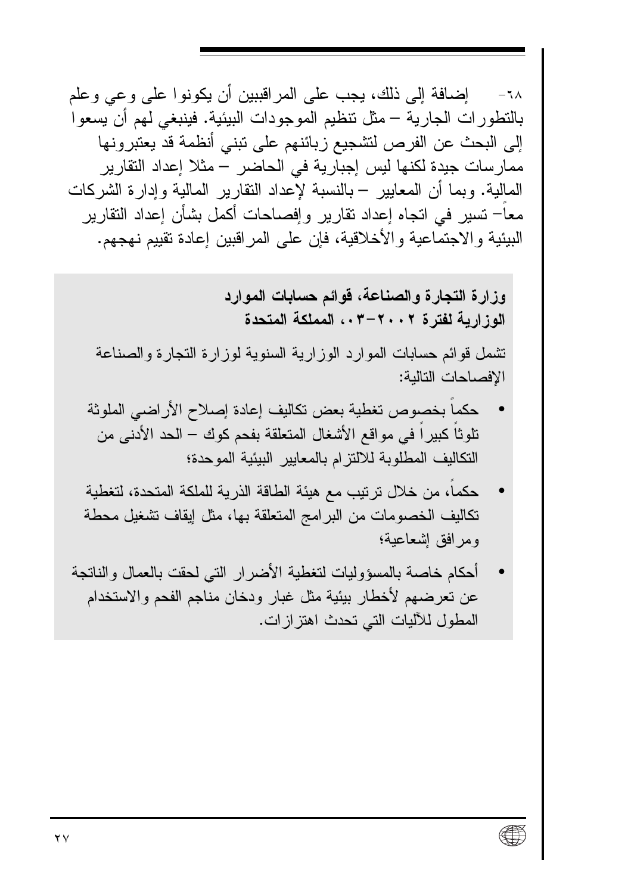٦٨- إضافة إلى ذلك، يجب على المراقبين أن يكونوا على وعي وعلم بالتطورات الجارية – مثل تنظيم الموجودات البيئية. فينبغي لهم أن يسعوا إلى البحث عن الفرص لتشجيع زبائنهم على تبني أنظمة قد يعتبرونها ممارسات جيدة لكنها ليس إجبارية في الحاضر – مثلا إعداد التقارير المالية. وبما أن المعايير – بالنسبة لإعداد التقارير المالية وإدارة الشركات معاً– تسير في اتجاه إعداد تقارير وإفصاحات أكمل بشأن إعداد التقارير البيئية والاجتماعية والأخلاقية، فإن على المراقبين إعادة تقييم نهجهم.

**وزارة التجارة والصناعة، قوائم حسابات الموارد الوزارية لفترة ٢٠٠٢-٠٣، المملكة المتحدة**

تشمل قوائم حسابات الموارد الوزارية السنوية لوزارة التجارة والصناعة الإفصاحات التالية:

- حكماً بخصوص تغطية بعض تكاليف إعادة إصلاح الأراضي الملوثة تلوثاً كبيراً في مواقع الأشغال المتعلقة بفحم كوك – الحد الأدنى من التكاليف المطلوبة للالتزام بالمعايير البيئية الموحدة؛
- حكماً، من خلال ترتيب مع هيئة الطاقة الذرية للملكة المتحدة، لتغطية تكاليف الخصومات من البرامج المتعلقة بها، مثل إيقاف تشغيل محطة ومرافق إشعاعية؛
- أحكام خاصة بالمسؤوليات لتغطية الأضرار التي لحقت بالعمال والناتجة عن تعرضهم لأخطار بيئية مثل غبار ودخان مناجم الفحم والاستخدام المطول للآليات التي تحدث اهتزازات.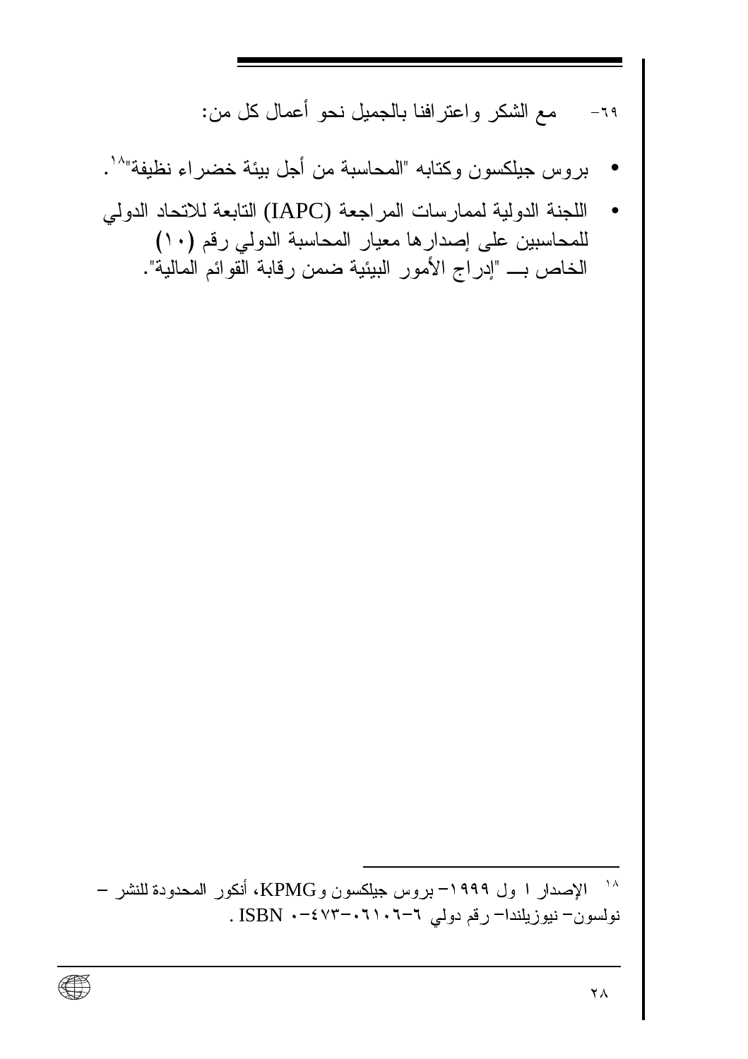٦٩- مع الشكر واعترافنا بالجميل نحو أعمال كل من:

- بروس جيلكسون وكتابه "المحاسبة من أجل بيئة خضراء نظيفة"[١٨].
- اللجنة الدولية لممارسات المراجعة (IAPC) التابعة للاتحاد الدولي للمحاسبين على إصدارها معيار المحاسبة الدولي رقم (١٠) الخاص بـــ "إدراج الأمور البيئية ضمن رقابة القوائم المالية".

---

[١٨] الإصدار ا ول ١٩٩٩- بروس جيلكسون وKPMG، أنكور المحدودة للنشر – نولسون- نيوزيلندا- رقم دولي ٦-٠٦١٠٦-٤٧٣-٠ ISBN .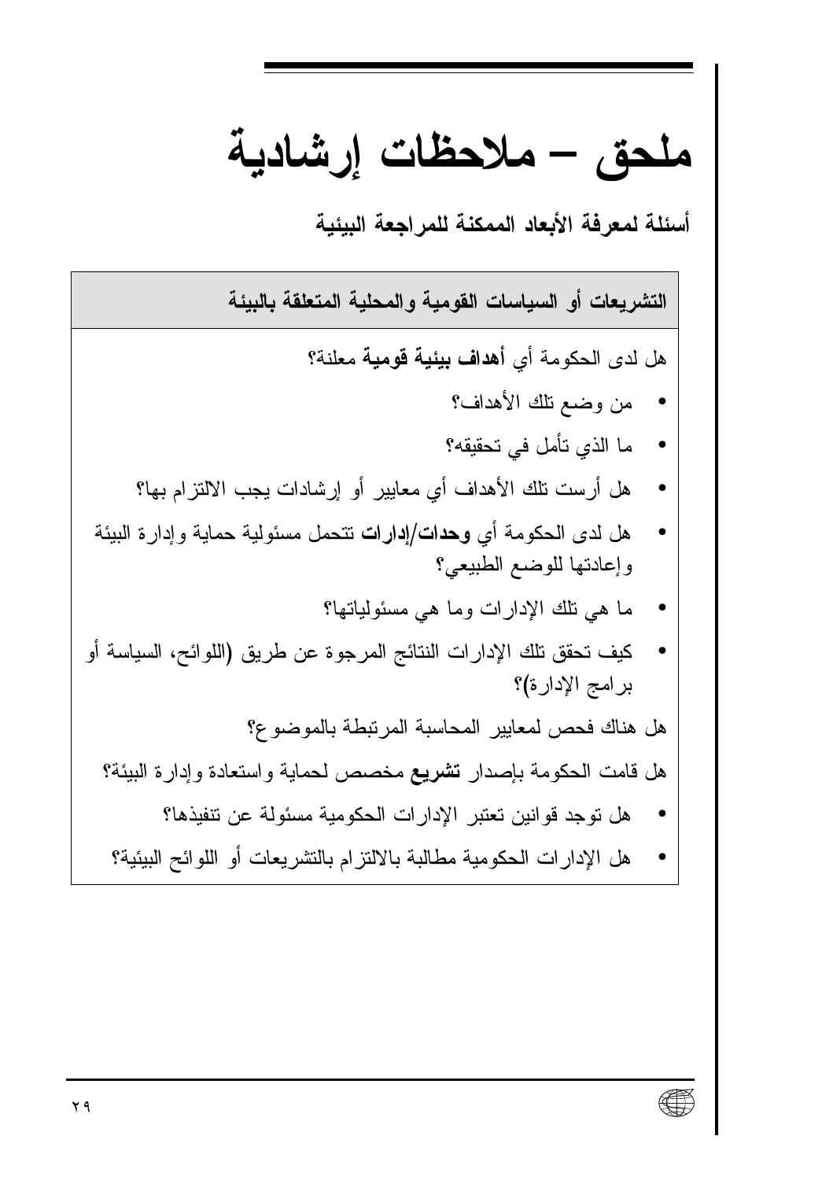# ملحق – ملاحظات إرشادية

**أسئلة لمعرفة الأبعاد الممكنة للمراجعة البيئية**

| **التشريعات أو السياسات القومية والمحلية المتعلقة بالبيئة** |
|---|
| هل لدى الحكومة أي **أهداف بيئية قومية** معلنة؟<br>• من وضع تلك الأهداف؟<br>• ما الذي تأمل في تحقيقه؟<br>• هل أرست تلك الأهداف أي معايير أو إرشادات يجب الالتزام بها؟<br>• هل لدى الحكومة أي **وحدات/إدارات** تتحمل مسئولية حماية وإدارة البيئة وإعادتها للوضع الطبيعي؟<br>• ما هي تلك الإدارات وما هي مسئولياتها؟<br>• كيف تحقق تلك الإدارات النتائج المرجوة عن طريق **(**اللوائح، السياسة أو برامج الإدارة**)**؟<br>هل هناك فحص لمعايير المحاسبة المرتبطة بالموضوع؟<br>هل قامت الحكومة بإصدار **تشريع** مخصص لحماية واستعادة وإدارة البيئة؟<br>• هل توجد قوانين تعتبر الإدارات الحكومية مسئولة عن تنفيذها؟<br>• هل الإدارات الحكومية مطالبة بالالتزام بالتشريعات أو اللوائح البيئية؟ |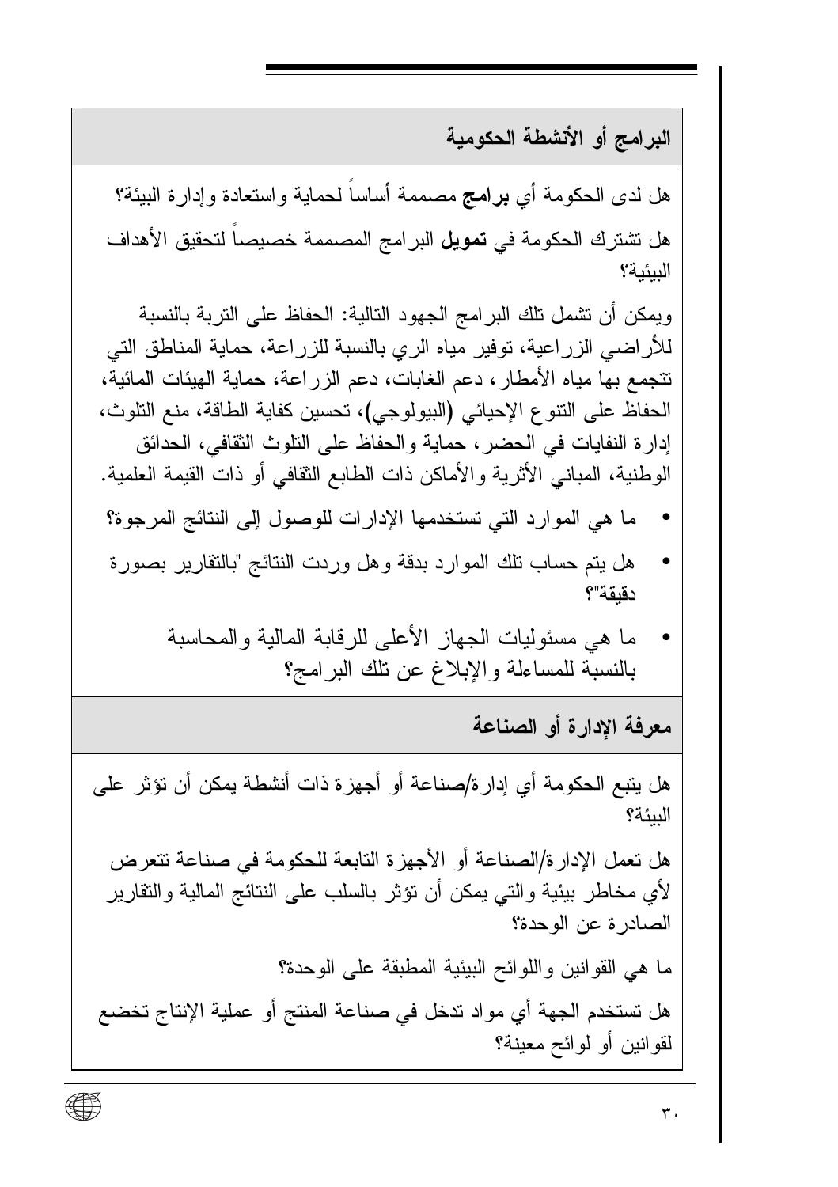## البرامج أو الأنشطة الحكومية

هل لدى الحكومة أي **برامج** مصممة أساساً لحماية واستعادة وإدارة البيئة؟

هل تشترك الحكومة في **تمويل** البرامج المصممة خصيصاً لتحقيق الأهداف البيئية؟

ويمكن أن تشمل تلك البرامج الجهود التالية: الحفاظ على التربة بالنسبة للأراضي الزراعية، توفير مياه الري بالنسبة للزراعة، حماية المناطق التي تتجمع بها مياه الأمطار، دعم الغابات، دعم الزراعة، حماية الهيئات المائية، الحفاظ على التنوع الإحيائي (البيولوجي)، تحسين كفاية الطاقة، منع التلوث، إدارة النفايات في الحضر، حماية والحفاظ على التلوث الثقافي، الحدائق الوطنية، المباني الأثرية والأماكن ذات الطابع الثقافي أو ذات القيمة العلمية.

- ما هي الموارد التي تستخدمها الإدارات للوصول إلى النتائج المرجوة؟
- هل يتم حساب تلك الموارد بدقة وهل وردت النتائج "بالتقارير بصورة دقيقة"؟
- ما هي مسئوليات الجهاز الأعلى للرقابة المالية والمحاسبة بالنسبة للمساءلة والإبلاغ عن تلك البرامج؟

## معرفة الإدارة أو الصناعة

هل يتبع الحكومة أي إدارة/صناعة أو أجهزة ذات أنشطة يمكن أن تؤثر على البيئة؟

هل تعمل الإدارة/الصناعة أو الأجهزة التابعة للحكومة في صناعة تتعرض لأي مخاطر بيئية والتي يمكن أن تؤثر بالسلب على النتائج المالية والتقارير الصادرة عن الوحدة؟

ما هي القوانين واللوائح البيئية المطبقة على الوحدة؟

هل تستخدم الجهة أي مواد تدخل في صناعة المنتج أو عملية الإنتاج تخضع لقوانين أو لوائح معينة؟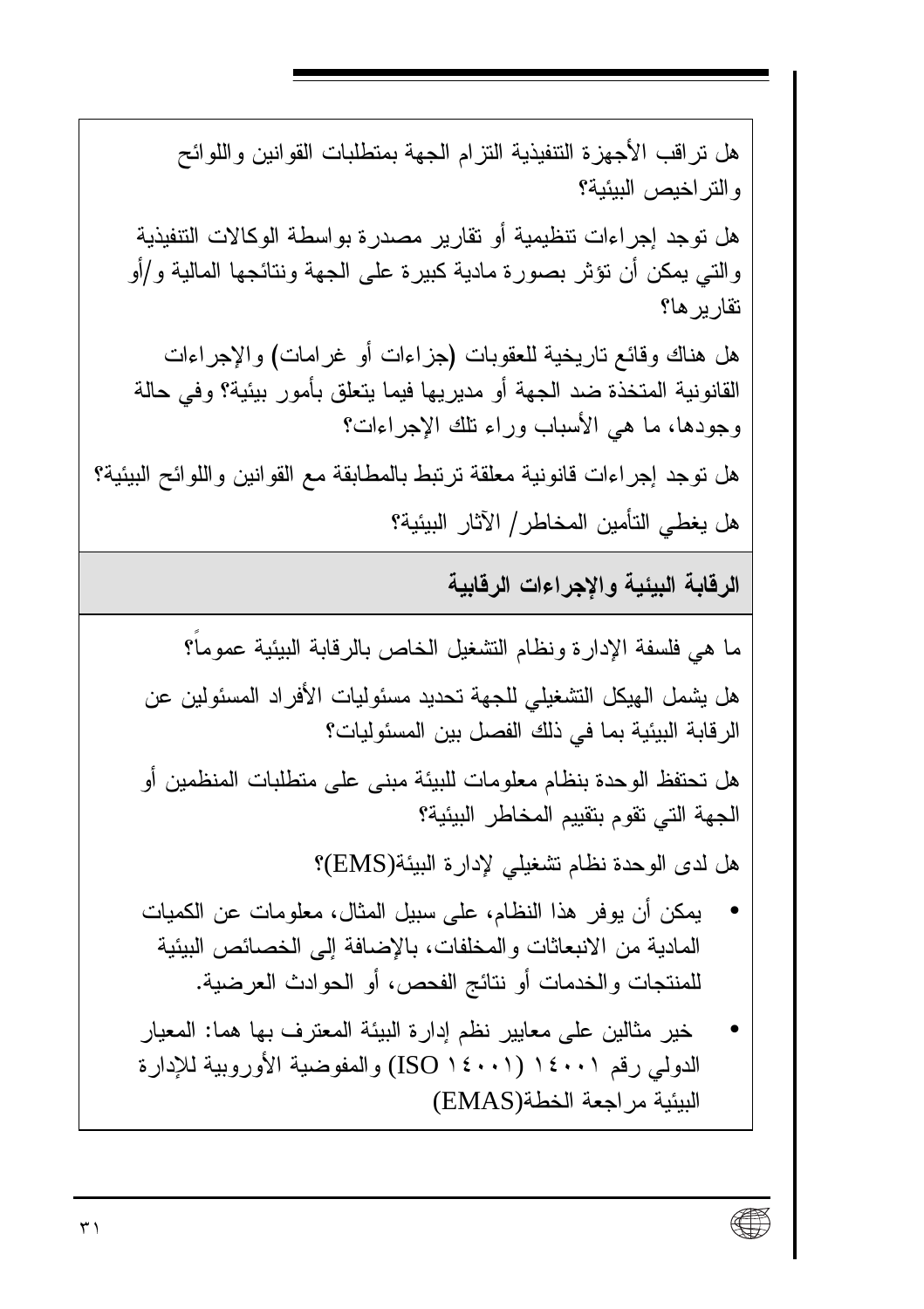هل تراقب الأجهزة التنفيذية التزام الجهة بمتطلبات القوانين واللوائح والتراخيص البيئية؟

هل توجد إجراءات تنظيمية أو تقارير مصدرة بواسطة الوكالات التنفيذية والتي يمكن أن تؤثر بصورة مادية كبيرة على الجهة ونتائجها المالية و/أو تقاريرها؟

هل هناك وقائع تاريخية للعقوبات (جزاءات أو غرامات) والإجراءات القانونية المتخذة ضد الجهة أو مديريها فيما يتعلق بأمور بيئية؟ وفي حالة وجودها، ما هي الأسباب وراء تلك الإجراءات؟

هل توجد إجراءات قانونية معلقة ترتبط بالمطابقة مع القوانين واللوائح البيئية؟

هل يغطي التأمين المخاطر/ الآثار البيئية؟

## الرقابة البيئية والإجراءات الرقابية

ما هي فلسفة الإدارة ونظام التشغيل الخاص بالرقابة البيئية عموماً؟

هل يشمل الهيكل التشغيلي للجهة تحديد مسئوليات الأفراد المسئولين عن الرقابة البيئية بما في ذلك الفصل بين المسئوليات؟

هل تحتفظ الوحدة بنظام معلومات للبيئة مبنى على متطلبات المنظمين أو الجهة التي تقوم بتقييم المخاطر البيئية؟

هل لدى الوحدة نظام تشغيلي لإدارة البيئة(EMS)؟

- يمكن أن يوفر هذا النظام، على سبيل المثال، معلومات عن الكميات المادية من الانبعاثات والمخلفات، بالإضافة إلى الخصائص البيئية للمنتجات والخدمات أو نتائج الفحص، أو الحوادث العرضية.
- خير مثالين على معايير نظم إدارة البيئة المعترف بها هما: المعيار الدولي رقم ١٤٠٠١ (ISO ١٤٠٠١) والمفوضية الأوروبية للإدارة البيئية مراجعة الخطة(EMAS)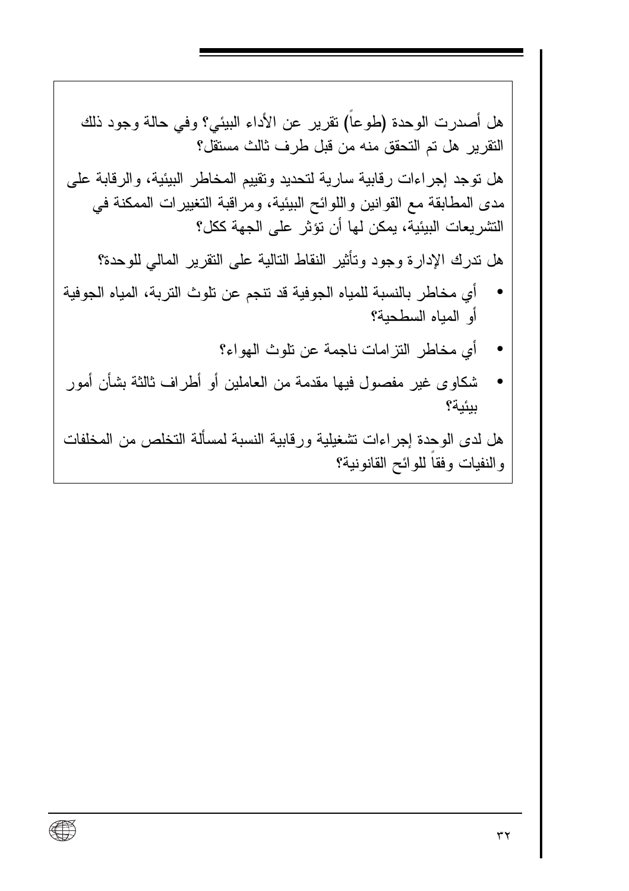هل أصدرت الوحدة (طوعاً) تقرير عن الأداء البيئي؟ وفي حالة وجود ذلك التقرير هل تم التحقق منه من قبل طرف ثالث مستقل؟

هل توجد إجراءات رقابية سارية لتحديد وتقييم المخاطر البيئية، والرقابة على مدى المطابقة مع القوانين واللوائح البيئية، ومراقبة التغييرات الممكنة في التشريعات البيئية، يمكن لها أن تؤثر على الجهة ككل؟

هل تدرك الإدارة وجود وتأثير النقاط التالية على التقرير المالي للوحدة؟

- أي مخاطر بالنسبة للمياه الجوفية قد تنجم عن تلوث التربة، المياه الجوفية أو المياه السطحية؟
- أي مخاطر التزامات ناجمة عن تلوث الهواء؟
- شكاوى غير مفصول فيها مقدمة من العاملين أو أطراف ثالثة بشأن أمور بيئية؟

هل لدى الوحدة إجراءات تشغيلية ورقابية النسبة لمسألة التخلص من المخلفات والنفيات وفقاً للوائح القانونية؟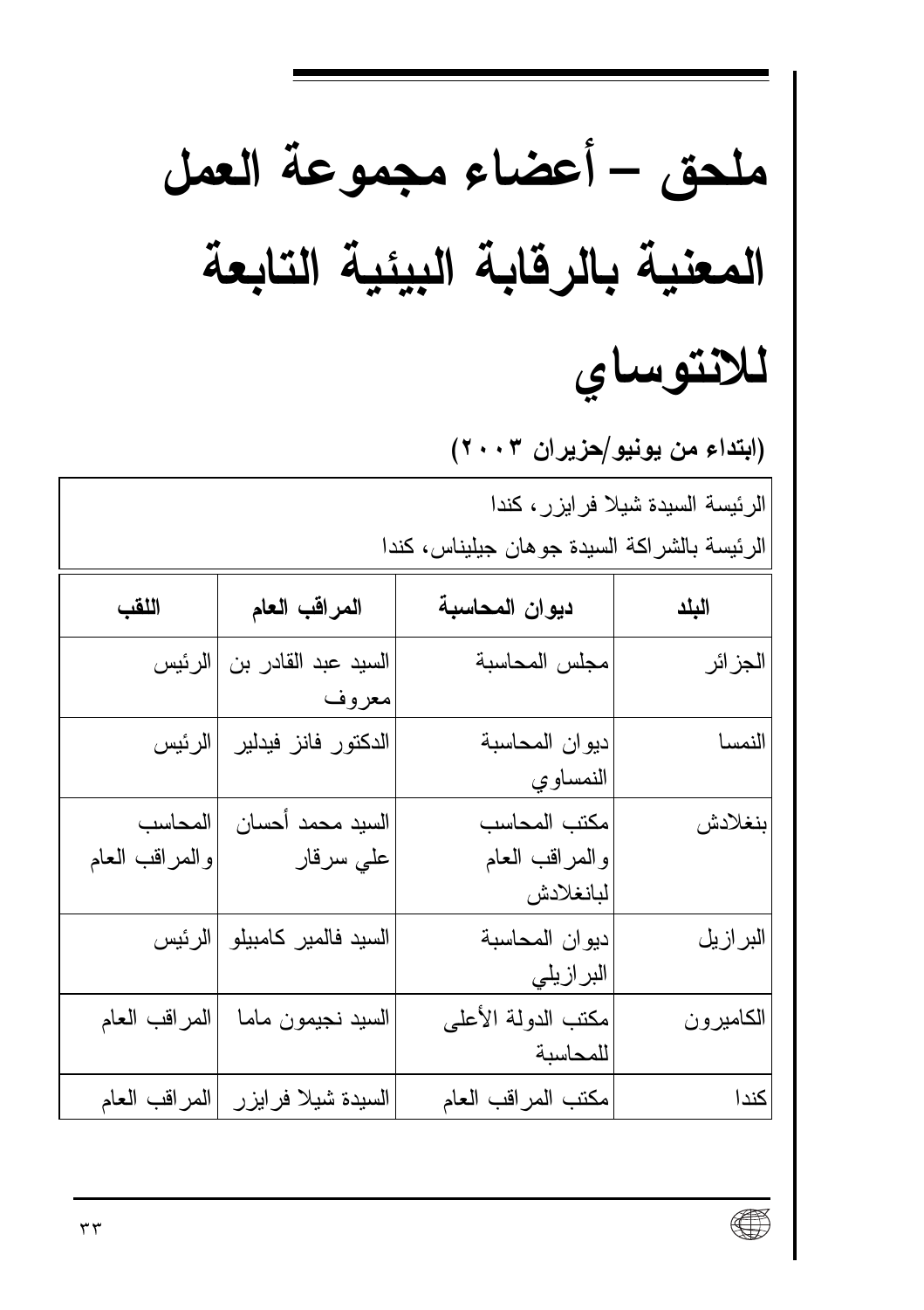# ملحق – أعضاء مجموعة العمل المعنية بالرقابة البيئية التابعة للانتوساي

**(ابتداء من يونيو/حزيران ٢٠٠٣)**

الرئيسة السيدة شيلا فرايزر، كندا

الرئيسة بالشراكة السيدة جوهان جيليناس، كندا

| البلد | ديوان المحاسبة | المراقب العام | اللقب |
|---|---|---|---|
| الجزائر | مجلس المحاسبة | السيد عبد القادر بن معروف | الرئيس |
| النمسا | ديوان المحاسبة النمساوي | الدكتور فانز فيدلير | الرئيس |
| بنغلادش | مكتب المحاسب والمراقب العام لبانغلادش | السيد محمد أحسان علي سرقار | المحاسب والمراقب العام |
| البرازيل | ديوان المحاسبة البرازيلي | السيد فالمير كامبيلو | الرئيس |
| الكاميرون | مكتب الدولة الأعلى للمحاسبة | السيد نجيمون ماما | المراقب العام |
| كندا | مكتب المراقب العام | السيدة شيلا فرايزر | المراقب العام |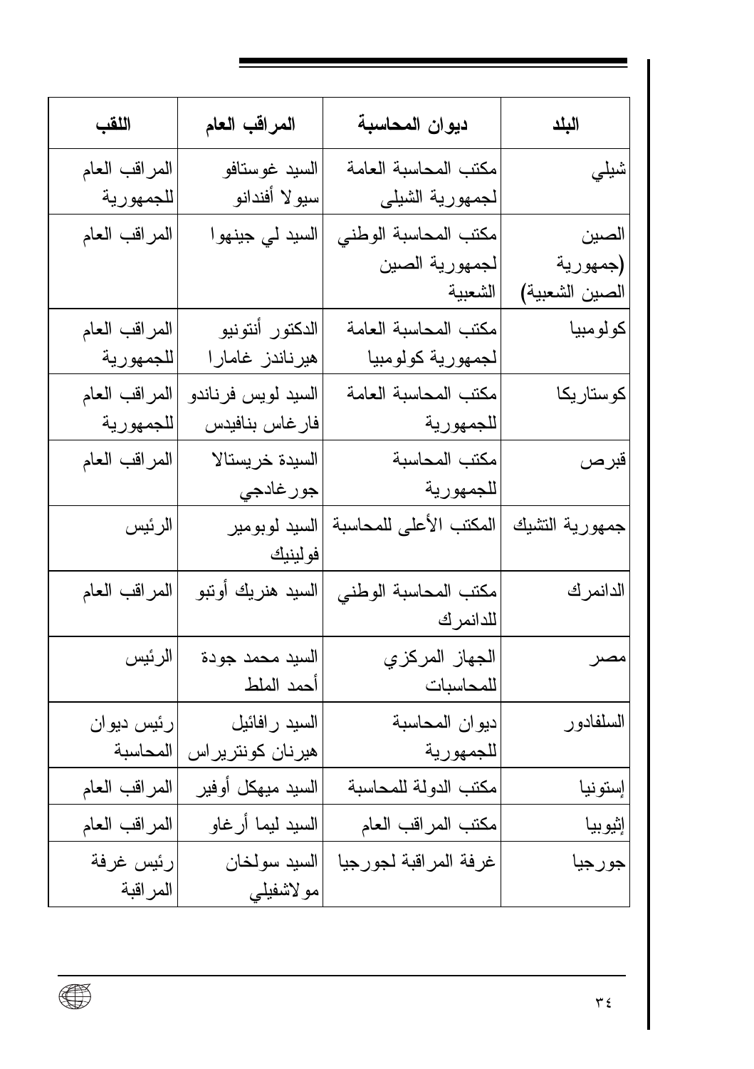| البلد | ديوان المحاسبة | المراقب العام | اللقب |
| --- | --- | --- | --- |
| شيلي | مكتب المحاسبة العامة لجمهورية الشيلى | السيد غوستافو سيولا أفندانو | المراقب العام للجمهورية |
| الصين (جمهورية الصين الشعبية) | مكتب المحاسبة الوطني لجمهورية الصين الشعبية | السيد لي جينهوا | المراقب العام |
| كولومبيا | مكتب المحاسبة العامة لجمهورية كولومبيا | الدكتور أنتونيو هيرناندز غامارا | المراقب العام للجمهورية |
| كوستاريكا | مكتب المحاسبة العامة للجمهورية | السيد لويس فرناندو فارغاس بنافيدس | المراقب العام للجمهورية |
| قبرص | مكتب المحاسبة للجمهورية | السيدة خريستالا جورغادجي | المراقب العام |
| جمهورية التشيك | المكتب الأعلى للمحاسبة | السيد لوبومير فولينيك | الرئيس |
| الدانمرك | مكتب المحاسبة الوطني للدانمرك | السيد هنريك أوتبو | المراقب العام |
| مصر | الجهاز المركزي للمحاسبات | السيد محمد جودة أحمد الملط | الرئيس |
| السلفادور | ديوان المحاسبة للجمهورية | السيد رافائيل هيرنان كونتريراس | رئيس ديوان المحاسبة |
| إستونيا | مكتب الدولة للمحاسبة | السيد ميهكل أوفير | المراقب العام |
| إثيوبيا | مكتب المراقب العام | السيد ليما أرغاو | المراقب العام |
| جورجيا | غرفة المراقبة لجورجيا | السيد سولخان مولاشفيلي | رئيس غرفة المراقبة |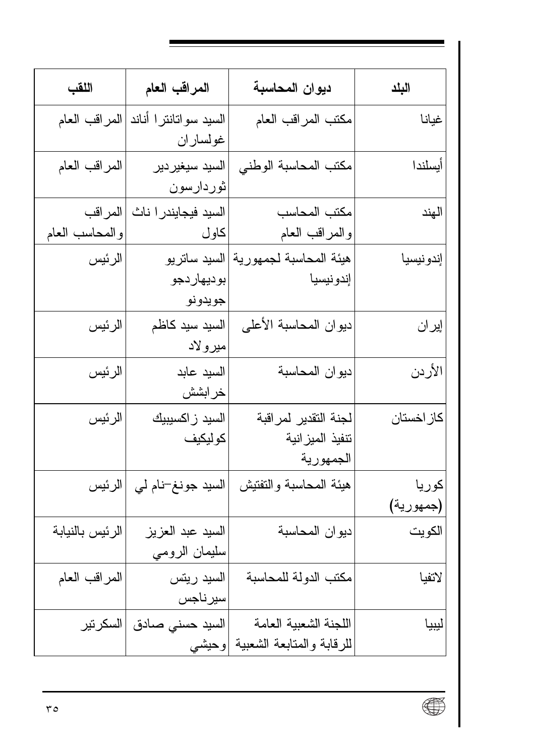| البلد | ديوان المحاسبة | المراقب العام | اللقب |
|---|---|---|---|
| غيانا | مكتب المراقب العام | السيد سواتانترا أناند غولساران | المراقب العام |
| أيسلندا | مكتب المحاسبة الوطني | السيد سيغيردير ثوردارسون | المراقب العام |
| الهند | مكتب المحاسب والمراقب العام | السيد فيجايندرا ناث كاول | المراقب والمحاسب العام |
| إندونيسيا | هيئة المحاسبة لجمهورية إندونيسيا | السيد ساتريو بوديهاردجو جويدونو | الرئيس |
| إيران | ديوان المحاسبة الأعلى | السيد سيد كاظم ميرولاد | الرئيس |
| الأردن | ديوان المحاسبة | السيد عابد خرابشش | الرئيس |
| كازاخستان | لجنة التقدير لمراقبة تنفيذ الميزانية الجمهورية | السيد زاكسيبيك كوليكيف | الرئيس |
| كوريا (جمهورية) | هيئة المحاسبة والتفتيش | السيد جونغ-نام لي | الرئيس |
| الكويت | ديوان المحاسبة | السيد عبد العزيز سليمان الرومي | الرئيس بالنيابة |
| لاتفيا | مكتب الدولة للمحاسبة | السيد ريتس سيرناجس | المراقب العام |
| ليبيا | اللجنة الشعبية العامة للرقابة والمتابعة الشعبية | السيد حسني صادق وحيشي | السكرتير |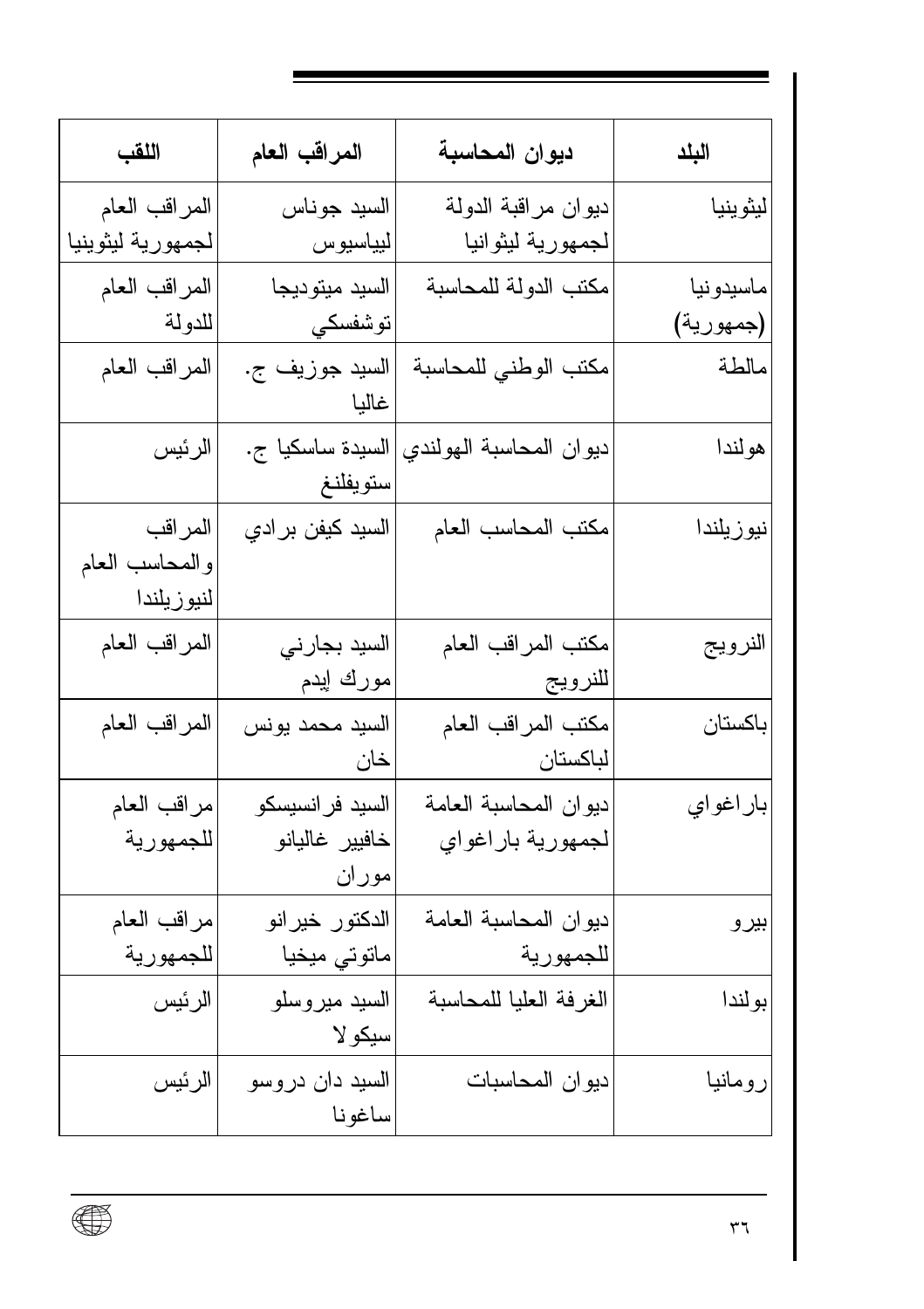| البلد | ديوان المحاسبة | المراقب العام | اللقب |
| --- | --- | --- | --- |
| ليثوينيا | ديوان مراقبة الدولة لجمهورية ليثوانيا | السيد جوناس ليياسيوس | المراقب العام لجمهورية ليثوينيا |
| ماسيدونيا (جمهورية) | مكتب الدولة للمحاسبة | السيد ميتوديجا توشفسكي | المراقب العام للدولة |
| مالطة | مكتب الوطني للمحاسبة | السيد جوزيف ج. غاليا | المراقب العام |
| هولندا | ديوان المحاسبة الهولندي | السيدة ساسكيا ج. ستويفلنغ | الرئيس |
| نيوزيلندا | مكتب المحاسب العام | السيد كيفن برادي | المراقب والمحاسب العام لنيوزيلندا |
| النرويج | مكتب المراقب العام للنرويج | السيد بجارني مورك إيدم | المراقب العام |
| باكستان | مكتب المراقب العام لباكستان | السيد محمد يونس خان | المراقب العام |
| باراغواي | ديوان المحاسبة العامة لجمهورية باراغواي | السيد فرانسيسكو خافيير غاليانو موران | مراقب العام للجمهورية |
| بيرو | ديوان المحاسبة العامة للجمهورية | الدكتور خيرانو ماتوتي ميخيا | مراقب العام للجمهورية |
| بولندا | الغرفة العليا للمحاسبة | السيد ميروسلو سيكولا | الرئيس |
| رومانيا | ديوان المحاسبات | السيد دان دروسو ساغونا | الرئيس |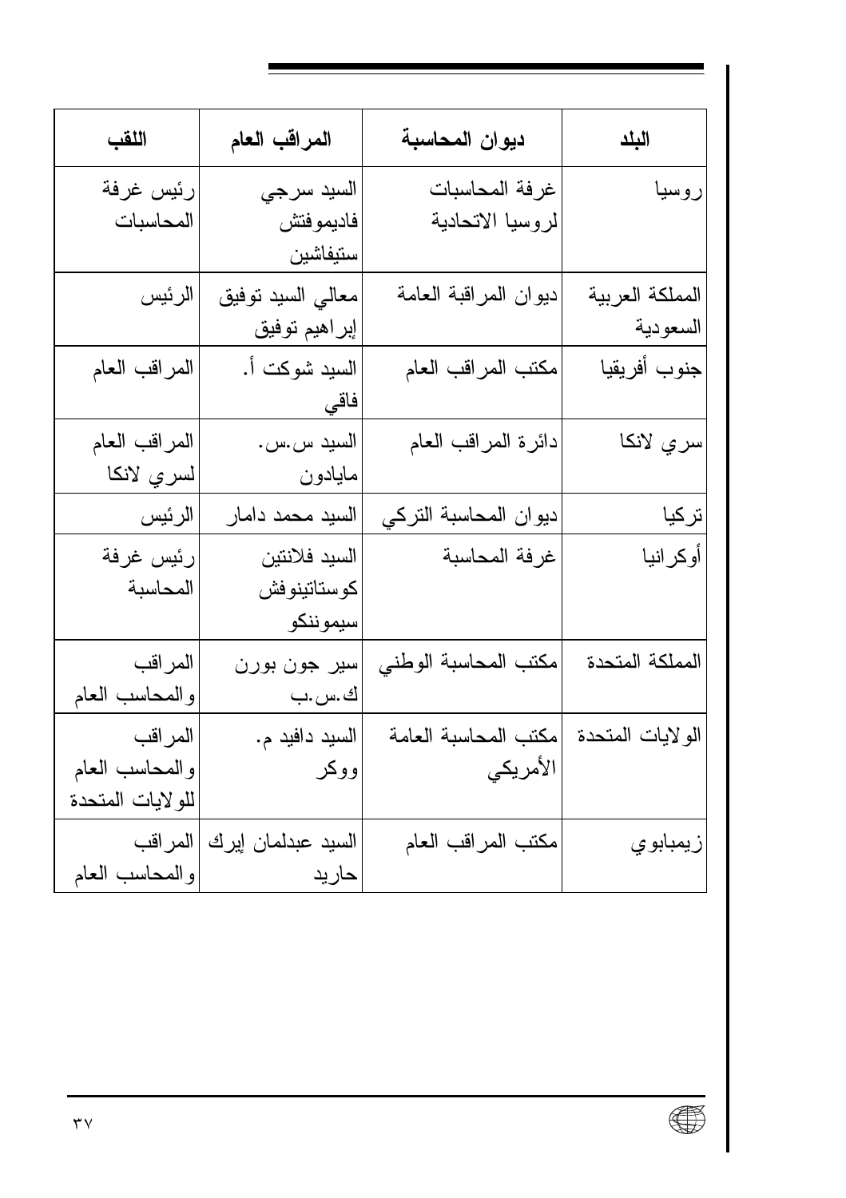| البلد | ديوان المحاسبة | المراقب العام | اللقب |
|---|---|---|---|
| روسيا | غرفة المحاسبات لروسيا الاتحادية | السيد سرجي فاديموفتش ستيفاشين | رئيس غرفة المحاسبات |
| المملكة العربية السعودية | ديوان المراقبة العامة | معالي السيد توفيق إبراهيم توفيق | الرئيس |
| جنوب أفريقيا | مكتب المراقب العام | السيد شوكت أ. فاقي | المراقب العام |
| سري لانكا | دائرة المراقب العام | السيد س.س. مايادون | المراقب العام لسري لانكا |
| تركيا | ديوان المحاسبة التركي | السيد محمد دامار | الرئيس |
| أوكرانيا | غرفة المحاسبة | السيد فلانتين كوستاتينوفش سيموننكو | رئيس غرفة المحاسبة |
| المملكة المتحدة | مكتب المحاسبة الوطني | سير جون بورن ك.س.ب | المراقب والمحاسب العام |
| الولايات المتحدة | مكتب المحاسبة العامة الأمريكي | السيد دافيد م. ووكر | المراقب والمحاسب العام للولايات المتحدة |
| زيمبابوي | مكتب المراقب العام | السيد عبدلمان إيرك حاريد | المراقب والمحاسب العام |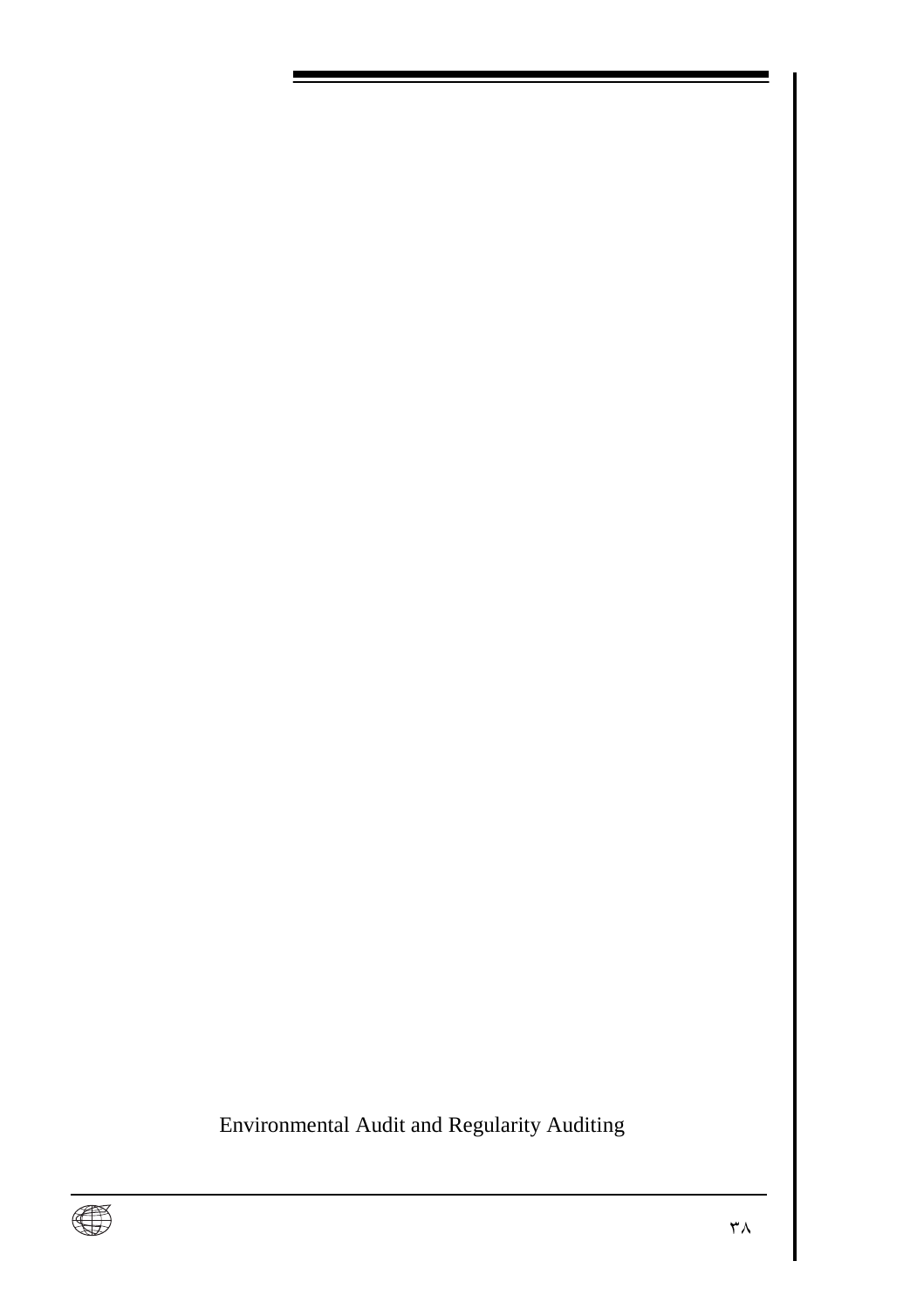Environmental Audit and Regularity Auditing